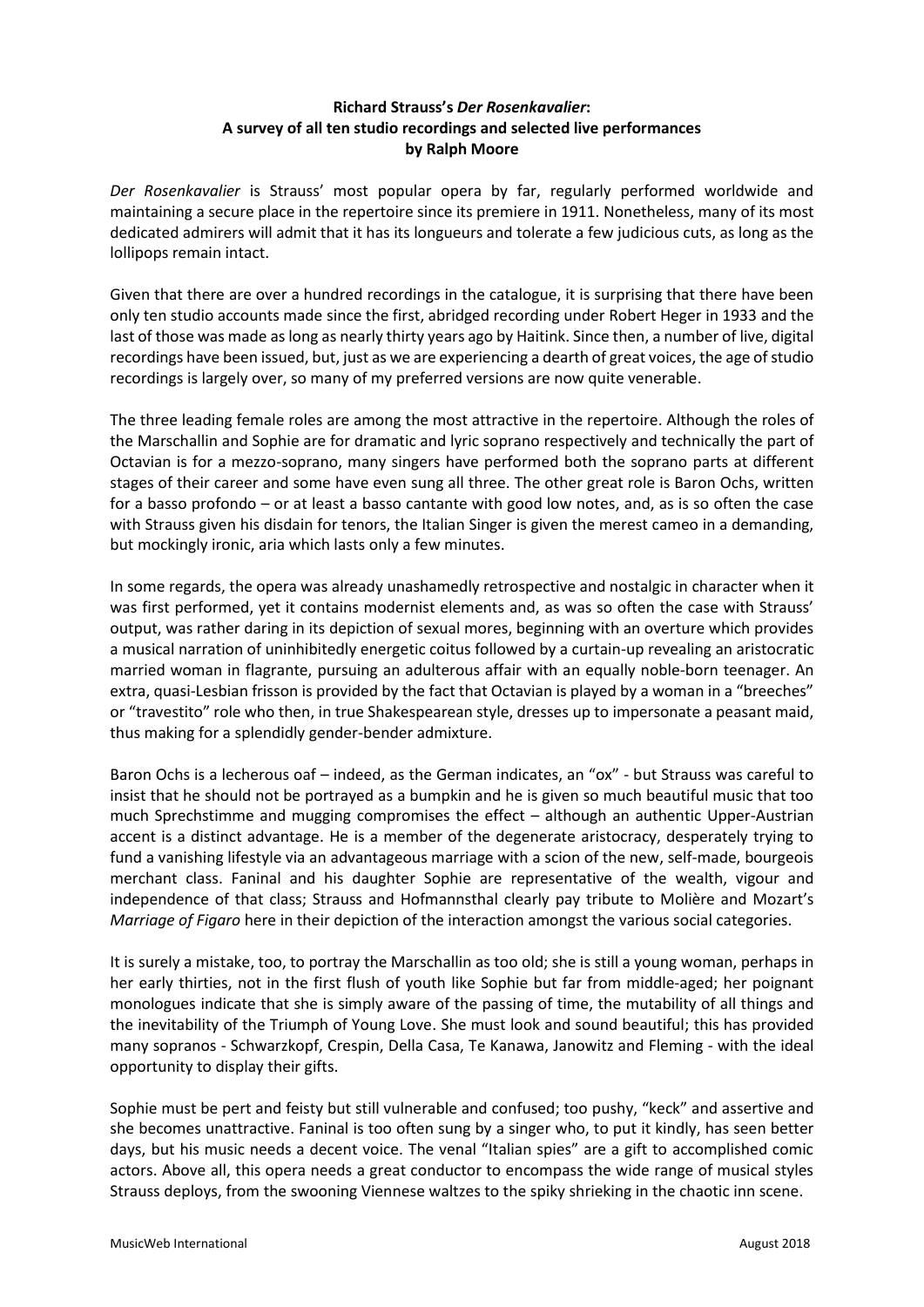**Richard Strauss's *Der Rosenkavalier*:**
**A survey of all ten studio recordings and selected live performances**
**by Ralph Moore**

*Der Rosenkavalier* is Strauss' most popular opera by far, regularly performed worldwide and maintaining a secure place in the repertoire since its premiere in 1911. Nonetheless, many of its most dedicated admirers will admit that it has its longueurs and tolerate a few judicious cuts, as long as the lollipops remain intact.

Given that there are over a hundred recordings in the catalogue, it is surprising that there have been only ten studio accounts made since the first, abridged recording under Robert Heger in 1933 and the last of those was made as long as nearly thirty years ago by Haitink. Since then, a number of live, digital recordings have been issued, but, just as we are experiencing a dearth of great voices, the age of studio recordings is largely over, so many of my preferred versions are now quite venerable.

The three leading female roles are among the most attractive in the repertoire. Although the roles of the Marschallin and Sophie are for dramatic and lyric soprano respectively and technically the part of Octavian is for a mezzo-soprano, many singers have performed both the soprano parts at different stages of their career and some have even sung all three. The other great role is Baron Ochs, written for a basso profondo – or at least a basso cantante with good low notes, and, as is so often the case with Strauss given his disdain for tenors, the Italian Singer is given the merest cameo in a demanding, but mockingly ironic, aria which lasts only a few minutes.

In some regards, the opera was already unashamedly retrospective and nostalgic in character when it was first performed, yet it contains modernist elements and, as was so often the case with Strauss' output, was rather daring in its depiction of sexual mores, beginning with an overture which provides a musical narration of uninhibitedly energetic coitus followed by a curtain-up revealing an aristocratic married woman in flagrante, pursuing an adulterous affair with an equally noble-born teenager. An extra, quasi-Lesbian frisson is provided by the fact that Octavian is played by a woman in a "breeches" or "travestito" role who then, in true Shakespearean style, dresses up to impersonate a peasant maid, thus making for a splendidly gender-bender admixture.

Baron Ochs is a lecherous oaf – indeed, as the German indicates, an "ox" - but Strauss was careful to insist that he should not be portrayed as a bumpkin and he is given so much beautiful music that too much Sprechstimme and mugging compromises the effect – although an authentic Upper-Austrian accent is a distinct advantage. He is a member of the degenerate aristocracy, desperately trying to fund a vanishing lifestyle via an advantageous marriage with a scion of the new, self-made, bourgeois merchant class. Faninal and his daughter Sophie are representative of the wealth, vigour and independence of that class; Strauss and Hofmannsthal clearly pay tribute to Molière and Mozart's *Marriage of Figaro* here in their depiction of the interaction amongst the various social categories.

It is surely a mistake, too, to portray the Marschallin as too old; she is still a young woman, perhaps in her early thirties, not in the first flush of youth like Sophie but far from middle-aged; her poignant monologues indicate that she is simply aware of the passing of time, the mutability of all things and the inevitability of the Triumph of Young Love. She must look and sound beautiful; this has provided many sopranos - Schwarzkopf, Crespin, Della Casa, Te Kanawa, Janowitz and Fleming - with the ideal opportunity to display their gifts.

Sophie must be pert and feisty but still vulnerable and confused; too pushy, "keck" and assertive and she becomes unattractive. Faninal is too often sung by a singer who, to put it kindly, has seen better days, but his music needs a decent voice. The venal "Italian spies" are a gift to accomplished comic actors. Above all, this opera needs a great conductor to encompass the wide range of musical styles Strauss deploys, from the swooning Viennese waltzes to the spiky shrieking in the chaotic inn scene.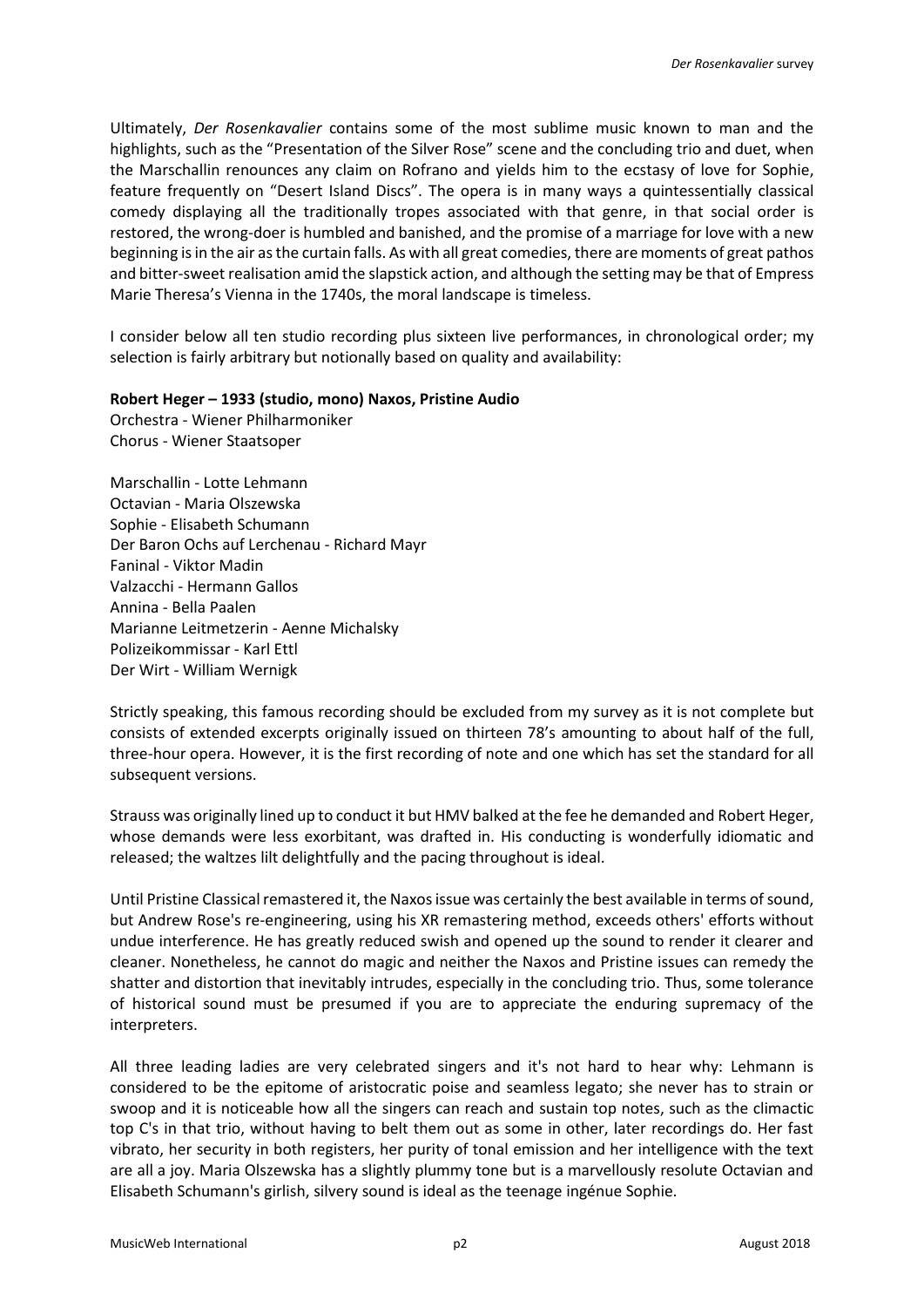Ultimately, *Der Rosenkavalier* contains some of the most sublime music known to man and the highlights, such as the "Presentation of the Silver Rose" scene and the concluding trio and duet, when the Marschallin renounces any claim on Rofrano and yields him to the ecstasy of love for Sophie, feature frequently on "Desert Island Discs". The opera is in many ways a quintessentially classical comedy displaying all the traditionally tropes associated with that genre, in that social order is restored, the wrong-doer is humbled and banished, and the promise of a marriage for love with a new beginning is in the air as the curtain falls. As with all great comedies, there are moments of great pathos and bitter-sweet realisation amid the slapstick action, and although the setting may be that of Empress Marie Theresa's Vienna in the 1740s, the moral landscape is timeless.

I consider below all ten studio recording plus sixteen live performances, in chronological order; my selection is fairly arbitrary but notionally based on quality and availability:

**Robert Heger – 1933 (studio, mono) Naxos, Pristine Audio**

Orchestra - Wiener Philharmoniker
Chorus - Wiener Staatsoper

Marschallin - Lotte Lehmann
Octavian - Maria Olszewska
Sophie - Elisabeth Schumann
Der Baron Ochs auf Lerchenau - Richard Mayr
Faninal - Viktor Madin
Valzacchi - Hermann Gallos
Annina - Bella Paalen
Marianne Leitmetzerin - Aenne Michalsky
Polizeikommissar - Karl Ettl
Der Wirt - William Wernigk

Strictly speaking, this famous recording should be excluded from my survey as it is not complete but consists of extended excerpts originally issued on thirteen 78's amounting to about half of the full, three-hour opera. However, it is the first recording of note and one which has set the standard for all subsequent versions.

Strauss was originally lined up to conduct it but HMV balked at the fee he demanded and Robert Heger, whose demands were less exorbitant, was drafted in. His conducting is wonderfully idiomatic and released; the waltzes lilt delightfully and the pacing throughout is ideal.

Until Pristine Classical remastered it, the Naxos issue was certainly the best available in terms of sound, but Andrew Rose's re-engineering, using his XR remastering method, exceeds others' efforts without undue interference. He has greatly reduced swish and opened up the sound to render it clearer and cleaner. Nonetheless, he cannot do magic and neither the Naxos and Pristine issues can remedy the shatter and distortion that inevitably intrudes, especially in the concluding trio. Thus, some tolerance of historical sound must be presumed if you are to appreciate the enduring supremacy of the interpreters.

All three leading ladies are very celebrated singers and it's not hard to hear why: Lehmann is considered to be the epitome of aristocratic poise and seamless legato; she never has to strain or swoop and it is noticeable how all the singers can reach and sustain top notes, such as the climactic top C's in that trio, without having to belt them out as some in other, later recordings do. Her fast vibrato, her security in both registers, her purity of tonal emission and her intelligence with the text are all a joy. Maria Olszewska has a slightly plummy tone but is a marvellously resolute Octavian and Elisabeth Schumann's girlish, silvery sound is ideal as the teenage ingénue Sophie.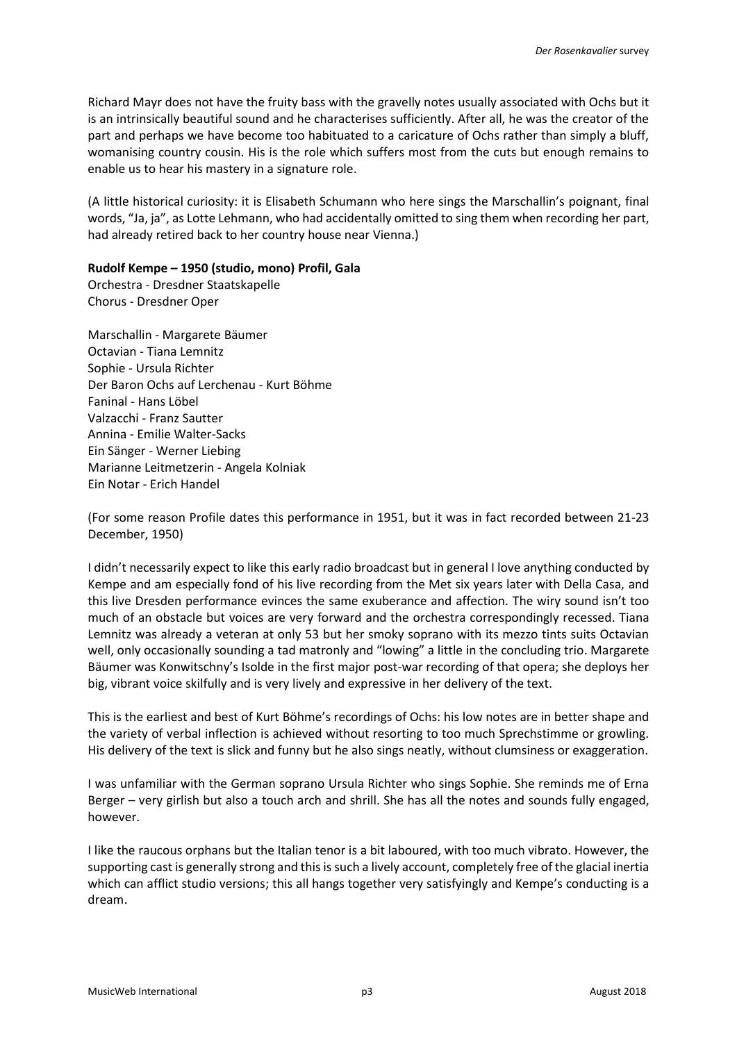Richard Mayr does not have the fruity bass with the gravelly notes usually associated with Ochs but it is an intrinsically beautiful sound and he characterises sufficiently. After all, he was the creator of the part and perhaps we have become too habituated to a caricature of Ochs rather than simply a bluff, womanising country cousin. His is the role which suffers most from the cuts but enough remains to enable us to hear his mastery in a signature role.

(A little historical curiosity: it is Elisabeth Schumann who here sings the Marschallin's poignant, final words, "Ja, ja", as Lotte Lehmann, who had accidentally omitted to sing them when recording her part, had already retired back to her country house near Vienna.)

**Rudolf Kempe – 1950 (studio, mono) Profil, Gala**
Orchestra - Dresdner Staatskapelle
Chorus - Dresdner Oper

Marschallin - Margarete Bäumer
Octavian - Tiana Lemnitz
Sophie - Ursula Richter
Der Baron Ochs auf Lerchenau - Kurt Böhme
Faninal - Hans Löbel
Valzacchi - Franz Sautter
Annina - Emilie Walter-Sacks
Ein Sänger - Werner Liebing
Marianne Leitmetzerin - Angela Kolniak
Ein Notar - Erich Handel

(For some reason Profile dates this performance in 1951, but it was in fact recorded between 21-23 December, 1950)

I didn't necessarily expect to like this early radio broadcast but in general I love anything conducted by Kempe and am especially fond of his live recording from the Met six years later with Della Casa, and this live Dresden performance evinces the same exuberance and affection. The wiry sound isn't too much of an obstacle but voices are very forward and the orchestra correspondingly recessed. Tiana Lemnitz was already a veteran at only 53 but her smoky soprano with its mezzo tints suits Octavian well, only occasionally sounding a tad matronly and "lowing" a little in the concluding trio. Margarete Bäumer was Konwitschny's Isolde in the first major post-war recording of that opera; she deploys her big, vibrant voice skilfully and is very lively and expressive in her delivery of the text.

This is the earliest and best of Kurt Böhme's recordings of Ochs: his low notes are in better shape and the variety of verbal inflection is achieved without resorting to too much Sprechstimme or growling. His delivery of the text is slick and funny but he also sings neatly, without clumsiness or exaggeration.

I was unfamiliar with the German soprano Ursula Richter who sings Sophie. She reminds me of Erna Berger – very girlish but also a touch arch and shrill. She has all the notes and sounds fully engaged, however.

I like the raucous orphans but the Italian tenor is a bit laboured, with too much vibrato. However, the supporting cast is generally strong and this is such a lively account, completely free of the glacial inertia which can afflict studio versions; this all hangs together very satisfyingly and Kempe's conducting is a dream.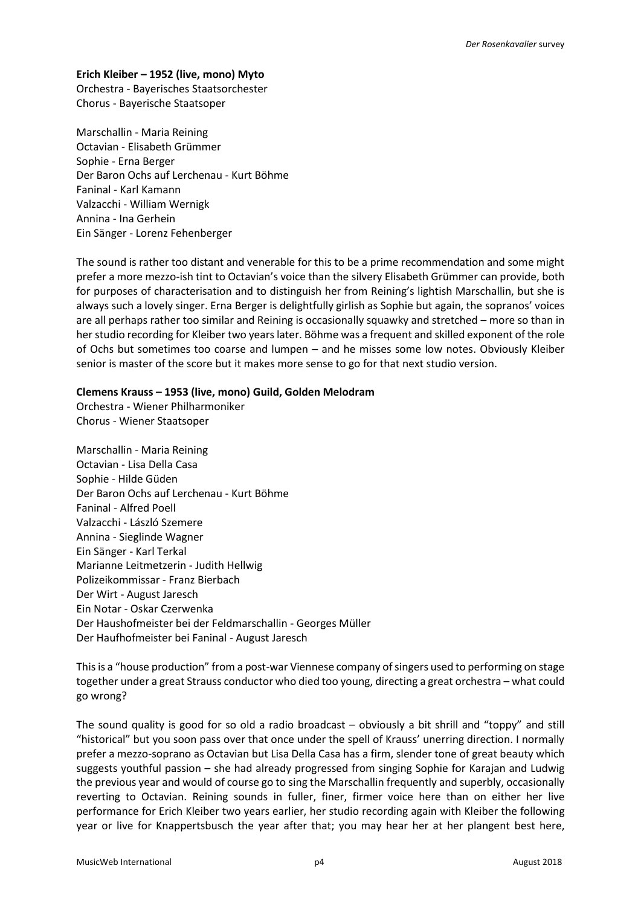**Erich Kleiber – 1952 (live, mono) Myto**
Orchestra - Bayerisches Staatsorchester
Chorus - Bayerische Staatsoper

Marschallin - Maria Reining
Octavian - Elisabeth Grümmer
Sophie - Erna Berger
Der Baron Ochs auf Lerchenau - Kurt Böhme
Faninal - Karl Kamann
Valzacchi - William Wernigk
Annina - Ina Gerhein
Ein Sänger - Lorenz Fehenberger

The sound is rather too distant and venerable for this to be a prime recommendation and some might prefer a more mezzo-ish tint to Octavian's voice than the silvery Elisabeth Grümmer can provide, both for purposes of characterisation and to distinguish her from Reining's lightish Marschallin, but she is always such a lovely singer. Erna Berger is delightfully girlish as Sophie but again, the sopranos' voices are all perhaps rather too similar and Reining is occasionally squawky and stretched – more so than in her studio recording for Kleiber two years later. Böhme was a frequent and skilled exponent of the role of Ochs but sometimes too coarse and lumpen – and he misses some low notes. Obviously Kleiber senior is master of the score but it makes more sense to go for that next studio version.

**Clemens Krauss – 1953 (live, mono) Guild, Golden Melodram**
Orchestra - Wiener Philharmoniker
Chorus - Wiener Staatsoper

Marschallin - Maria Reining
Octavian - Lisa Della Casa
Sophie - Hilde Güden
Der Baron Ochs auf Lerchenau - Kurt Böhme
Faninal - Alfred Poell
Valzacchi - László Szemere
Annina - Sieglinde Wagner
Ein Sänger - Karl Terkal
Marianne Leitmetzerin - Judith Hellwig
Polizeikommissar - Franz Bierbach
Der Wirt - August Jaresch
Ein Notar - Oskar Czerwenka
Der Haushofmeister bei der Feldmarschallin - Georges Müller
Der Haufhofmeister bei Faninal - August Jaresch

This is a "house production" from a post-war Viennese company of singers used to performing on stage together under a great Strauss conductor who died too young, directing a great orchestra – what could go wrong?

The sound quality is good for so old a radio broadcast – obviously a bit shrill and "toppy" and still "historical" but you soon pass over that once under the spell of Krauss' unerring direction. I normally prefer a mezzo-soprano as Octavian but Lisa Della Casa has a firm, slender tone of great beauty which suggests youthful passion – she had already progressed from singing Sophie for Karajan and Ludwig the previous year and would of course go to sing the Marschallin frequently and superbly, occasionally reverting to Octavian. Reining sounds in fuller, finer, firmer voice here than on either her live performance for Erich Kleiber two years earlier, her studio recording again with Kleiber the following year or live for Knappertsbusch the year after that; you may hear her at her plangent best here,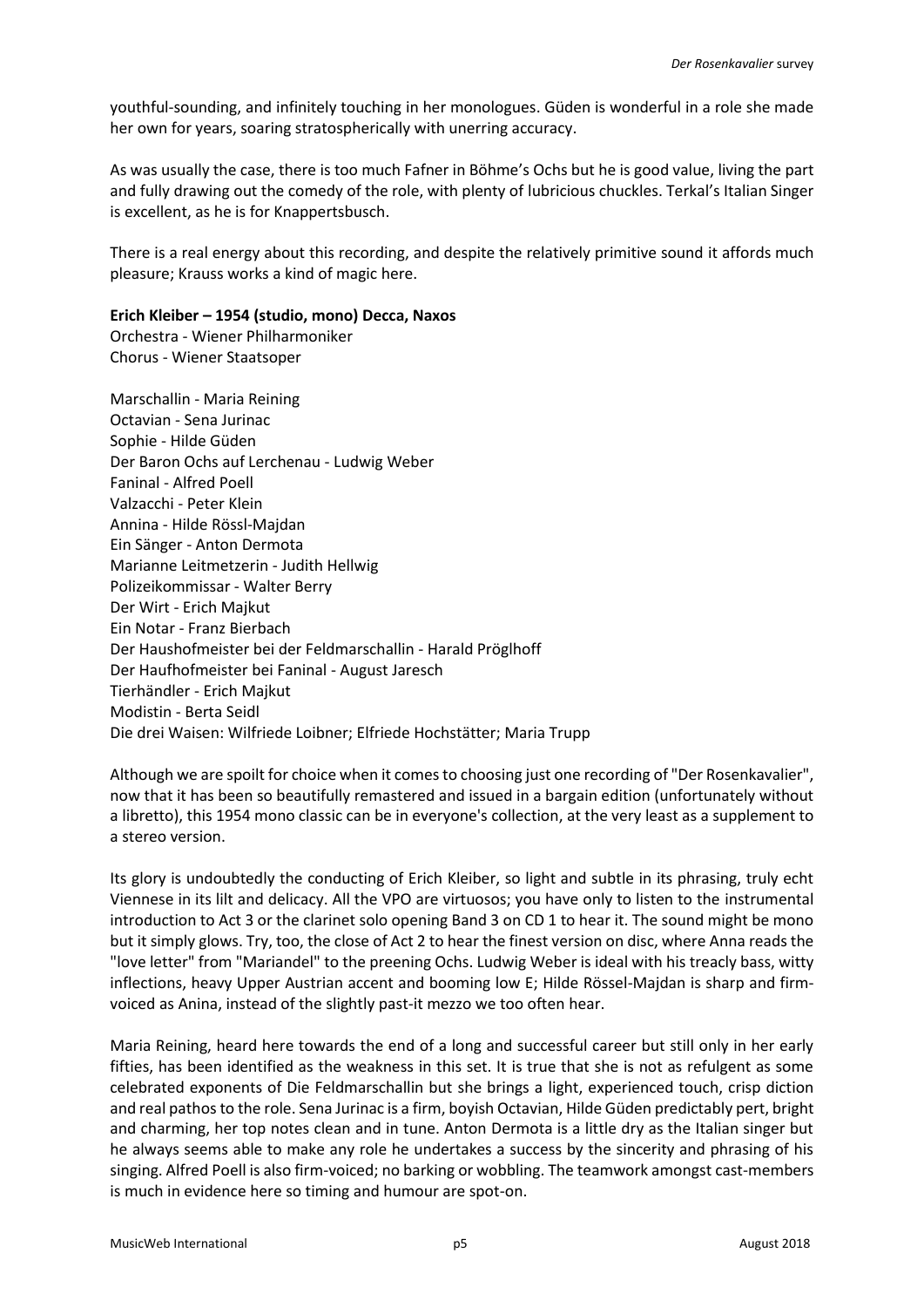youthful-sounding, and infinitely touching in her monologues. Güden is wonderful in a role she made her own for years, soaring stratospherically with unerring accuracy.

As was usually the case, there is too much Fafner in Böhme's Ochs but he is good value, living the part and fully drawing out the comedy of the role, with plenty of lubricious chuckles. Terkal's Italian Singer is excellent, as he is for Knappertsbusch.

There is a real energy about this recording, and despite the relatively primitive sound it affords much pleasure; Krauss works a kind of magic here.

**Erich Kleiber – 1954 (studio, mono) Decca, Naxos**
Orchestra - Wiener Philharmoniker
Chorus - Wiener Staatsoper

Marschallin - Maria Reining
Octavian - Sena Jurinac
Sophie - Hilde Güden
Der Baron Ochs auf Lerchenau - Ludwig Weber
Faninal - Alfred Poell
Valzacchi - Peter Klein
Annina - Hilde Rössl-Majdan
Ein Sänger - Anton Dermota
Marianne Leitmetzerin - Judith Hellwig
Polizeikommissar - Walter Berry
Der Wirt - Erich Majkut
Ein Notar - Franz Bierbach
Der Haushofmeister bei der Feldmarschallin - Harald Pröglhoff
Der Haufhofmeister bei Faninal - August Jaresch
Tierhändler - Erich Majkut
Modistin - Berta Seidl
Die drei Waisen: Wilfriede Loibner; Elfriede Hochstätter; Maria Trupp

Although we are spoilt for choice when it comes to choosing just one recording of "Der Rosenkavalier", now that it has been so beautifully remastered and issued in a bargain edition (unfortunately without a libretto), this 1954 mono classic can be in everyone's collection, at the very least as a supplement to a stereo version.

Its glory is undoubtedly the conducting of Erich Kleiber, so light and subtle in its phrasing, truly echt Viennese in its lilt and delicacy. All the VPO are virtuosos; you have only to listen to the instrumental introduction to Act 3 or the clarinet solo opening Band 3 on CD 1 to hear it. The sound might be mono but it simply glows. Try, too, the close of Act 2 to hear the finest version on disc, where Anna reads the "love letter" from "Mariandel" to the preening Ochs. Ludwig Weber is ideal with his treacly bass, witty inflections, heavy Upper Austrian accent and booming low E; Hilde Rössel-Majdan is sharp and firm-voiced as Anina, instead of the slightly past-it mezzo we too often hear.

Maria Reining, heard here towards the end of a long and successful career but still only in her early fifties, has been identified as the weakness in this set. It is true that she is not as refulgent as some celebrated exponents of Die Feldmarschallin but she brings a light, experienced touch, crisp diction and real pathos to the role. Sena Jurinac is a firm, boyish Octavian, Hilde Güden predictably pert, bright and charming, her top notes clean and in tune. Anton Dermota is a little dry as the Italian singer but he always seems able to make any role he undertakes a success by the sincerity and phrasing of his singing. Alfred Poell is also firm-voiced; no barking or wobbling. The teamwork amongst cast-members is much in evidence here so timing and humour are spot-on.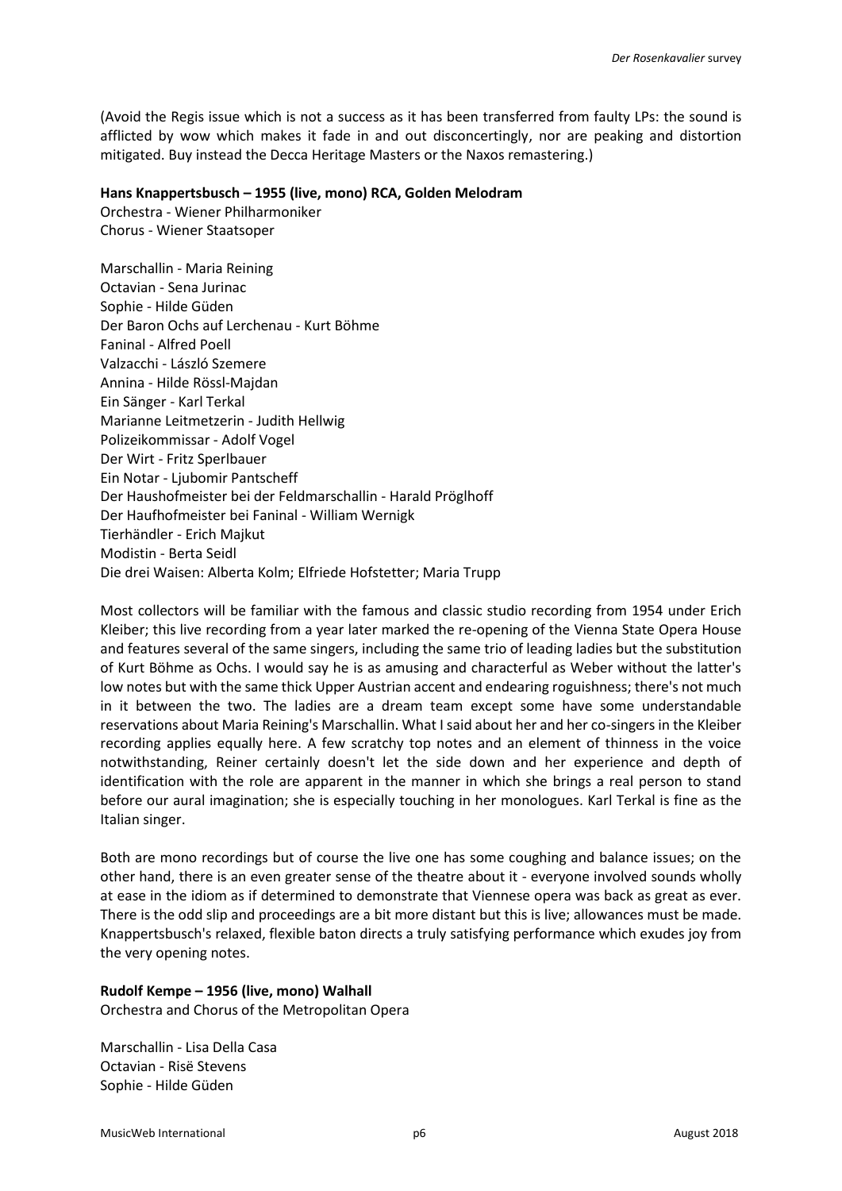(Avoid the Regis issue which is not a success as it has been transferred from faulty LPs: the sound is afflicted by wow which makes it fade in and out disconcertingly, nor are peaking and distortion mitigated. Buy instead the Decca Heritage Masters or the Naxos remastering.)

**Hans Knappertsbusch – 1955 (live, mono) RCA, Golden Melodram**
Orchestra - Wiener Philharmoniker
Chorus - Wiener Staatsoper

Marschallin - Maria Reining
Octavian - Sena Jurinac
Sophie - Hilde Güden
Der Baron Ochs auf Lerchenau - Kurt Böhme
Faninal - Alfred Poell
Valzacchi - László Szemere
Annina - Hilde Rössl-Majdan
Ein Sänger - Karl Terkal
Marianne Leitmetzerin - Judith Hellwig
Polizeikommissar - Adolf Vogel
Der Wirt - Fritz Sperlbauer
Ein Notar - Ljubomir Pantscheff
Der Haushofmeister bei der Feldmarschallin - Harald Pröglhoff
Der Haufhofmeister bei Faninal - William Wernigk
Tierhändler - Erich Majkut
Modistin - Berta Seidl
Die drei Waisen: Alberta Kolm; Elfriede Hofstetter; Maria Trupp

Most collectors will be familiar with the famous and classic studio recording from 1954 under Erich Kleiber; this live recording from a year later marked the re-opening of the Vienna State Opera House and features several of the same singers, including the same trio of leading ladies but the substitution of Kurt Böhme as Ochs. I would say he is as amusing and characterful as Weber without the latter's low notes but with the same thick Upper Austrian accent and endearing roguishness; there's not much in it between the two. The ladies are a dream team except some have some understandable reservations about Maria Reining's Marschallin. What I said about her and her co-singers in the Kleiber recording applies equally here. A few scratchy top notes and an element of thinness in the voice notwithstanding, Reiner certainly doesn't let the side down and her experience and depth of identification with the role are apparent in the manner in which she brings a real person to stand before our aural imagination; she is especially touching in her monologues. Karl Terkal is fine as the Italian singer.

Both are mono recordings but of course the live one has some coughing and balance issues; on the other hand, there is an even greater sense of the theatre about it - everyone involved sounds wholly at ease in the idiom as if determined to demonstrate that Viennese opera was back as great as ever. There is the odd slip and proceedings are a bit more distant but this is live; allowances must be made. Knappertsbusch's relaxed, flexible baton directs a truly satisfying performance which exudes joy from the very opening notes.

**Rudolf Kempe – 1956 (live, mono) Walhall**
Orchestra and Chorus of the Metropolitan Opera

Marschallin - Lisa Della Casa
Octavian - Risë Stevens
Sophie - Hilde Güden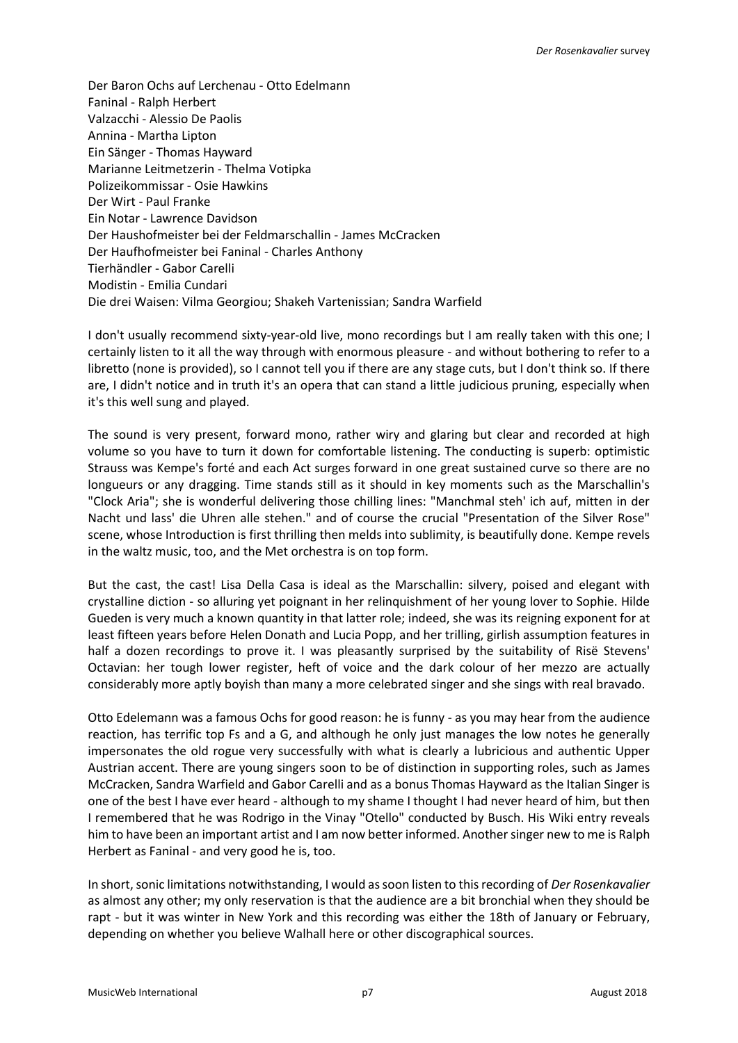Der Baron Ochs auf Lerchenau - Otto Edelmann
Faninal - Ralph Herbert
Valzacchi - Alessio De Paolis
Annina - Martha Lipton
Ein Sänger - Thomas Hayward
Marianne Leitmetzerin - Thelma Votipka
Polizeikommissar - Osie Hawkins
Der Wirt - Paul Franke
Ein Notar - Lawrence Davidson
Der Haushofmeister bei der Feldmarschallin - James McCracken
Der Haufhofmeister bei Faninal - Charles Anthony
Tierhändler - Gabor Carelli
Modistin - Emilia Cundari
Die drei Waisen: Vilma Georgiou; Shakeh Vartenissian; Sandra Warfield

I don't usually recommend sixty-year-old live, mono recordings but I am really taken with this one; I certainly listen to it all the way through with enormous pleasure - and without bothering to refer to a libretto (none is provided), so I cannot tell you if there are any stage cuts, but I don't think so. If there are, I didn't notice and in truth it's an opera that can stand a little judicious pruning, especially when it's this well sung and played.

The sound is very present, forward mono, rather wiry and glaring but clear and recorded at high volume so you have to turn it down for comfortable listening. The conducting is superb: optimistic Strauss was Kempe's forté and each Act surges forward in one great sustained curve so there are no longueurs or any dragging. Time stands still as it should in key moments such as the Marschallin's "Clock Aria"; she is wonderful delivering those chilling lines: "Manchmal steh' ich auf, mitten in der Nacht und lass' die Uhren alle stehen." and of course the crucial "Presentation of the Silver Rose" scene, whose Introduction is first thrilling then melds into sublimity, is beautifully done. Kempe revels in the waltz music, too, and the Met orchestra is on top form.

But the cast, the cast! Lisa Della Casa is ideal as the Marschallin: silvery, poised and elegant with crystalline diction - so alluring yet poignant in her relinquishment of her young lover to Sophie. Hilde Gueden is very much a known quantity in that latter role; indeed, she was its reigning exponent for at least fifteen years before Helen Donath and Lucia Popp, and her trilling, girlish assumption features in half a dozen recordings to prove it. I was pleasantly surprised by the suitability of Risë Stevens' Octavian: her tough lower register, heft of voice and the dark colour of her mezzo are actually considerably more aptly boyish than many a more celebrated singer and she sings with real bravado.

Otto Edelemann was a famous Ochs for good reason: he is funny - as you may hear from the audience reaction, has terrific top Fs and a G, and although he only just manages the low notes he generally impersonates the old rogue very successfully with what is clearly a lubricious and authentic Upper Austrian accent. There are young singers soon to be of distinction in supporting roles, such as James McCracken, Sandra Warfield and Gabor Carelli and as a bonus Thomas Hayward as the Italian Singer is one of the best I have ever heard - although to my shame I thought I had never heard of him, but then I remembered that he was Rodrigo in the Vinay "Otello" conducted by Busch. His Wiki entry reveals him to have been an important artist and I am now better informed. Another singer new to me is Ralph Herbert as Faninal - and very good he is, too.

In short, sonic limitations notwithstanding, I would as soon listen to this recording of *Der Rosenkavalier* as almost any other; my only reservation is that the audience are a bit bronchial when they should be rapt - but it was winter in New York and this recording was either the 18th of January or February, depending on whether you believe Walhall here or other discographical sources.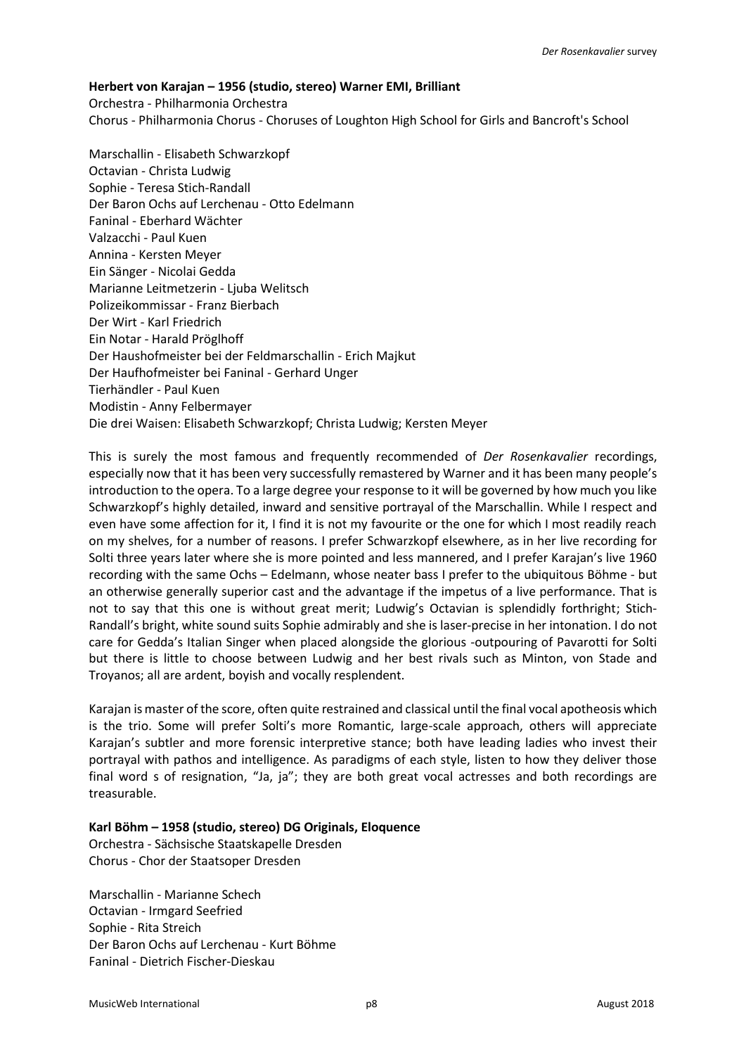**Herbert von Karajan – 1956 (studio, stereo) Warner EMI, Brilliant**
Orchestra - Philharmonia Orchestra
Chorus - Philharmonia Chorus - Choruses of Loughton High School for Girls and Bancroft's School

Marschallin - Elisabeth Schwarzkopf
Octavian - Christa Ludwig
Sophie - Teresa Stich-Randall
Der Baron Ochs auf Lerchenau - Otto Edelmann
Faninal - Eberhard Wächter
Valzacchi - Paul Kuen
Annina - Kersten Meyer
Ein Sänger - Nicolai Gedda
Marianne Leitmetzerin - Ljuba Welitsch
Polizeikommissar - Franz Bierbach
Der Wirt - Karl Friedrich
Ein Notar - Harald Pröglhoff
Der Haushofmeister bei der Feldmarschallin - Erich Majkut
Der Haufhofmeister bei Faninal - Gerhard Unger
Tierhändler - Paul Kuen
Modistin - Anny Felbermayer
Die drei Waisen: Elisabeth Schwarzkopf; Christa Ludwig; Kersten Meyer

This is surely the most famous and frequently recommended of *Der Rosenkavalier* recordings, especially now that it has been very successfully remastered by Warner and it has been many people's introduction to the opera. To a large degree your response to it will be governed by how much you like Schwarzkopf's highly detailed, inward and sensitive portrayal of the Marschallin. While I respect and even have some affection for it, I find it is not my favourite or the one for which I most readily reach on my shelves, for a number of reasons. I prefer Schwarzkopf elsewhere, as in her live recording for Solti three years later where she is more pointed and less mannered, and I prefer Karajan's live 1960 recording with the same Ochs – Edelmann, whose neater bass I prefer to the ubiquitous Böhme - but an otherwise generally superior cast and the advantage if the impetus of a live performance. That is not to say that this one is without great merit; Ludwig's Octavian is splendidly forthright; Stich-Randall's bright, white sound suits Sophie admirably and she is laser-precise in her intonation. I do not care for Gedda's Italian Singer when placed alongside the glorious -outpouring of Pavarotti for Solti but there is little to choose between Ludwig and her best rivals such as Minton, von Stade and Troyanos; all are ardent, boyish and vocally resplendent.

Karajan is master of the score, often quite restrained and classical until the final vocal apotheosis which is the trio. Some will prefer Solti's more Romantic, large-scale approach, others will appreciate Karajan's subtler and more forensic interpretive stance; both have leading ladies who invest their portrayal with pathos and intelligence. As paradigms of each style, listen to how they deliver those final word s of resignation, "Ja, ja"; they are both great vocal actresses and both recordings are treasurable.

**Karl Böhm – 1958 (studio, stereo) DG Originals, Eloquence**
Orchestra - Sächsische Staatskapelle Dresden
Chorus - Chor der Staatsoper Dresden

Marschallin - Marianne Schech
Octavian - Irmgard Seefried
Sophie - Rita Streich
Der Baron Ochs auf Lerchenau - Kurt Böhme
Faninal - Dietrich Fischer-Dieskau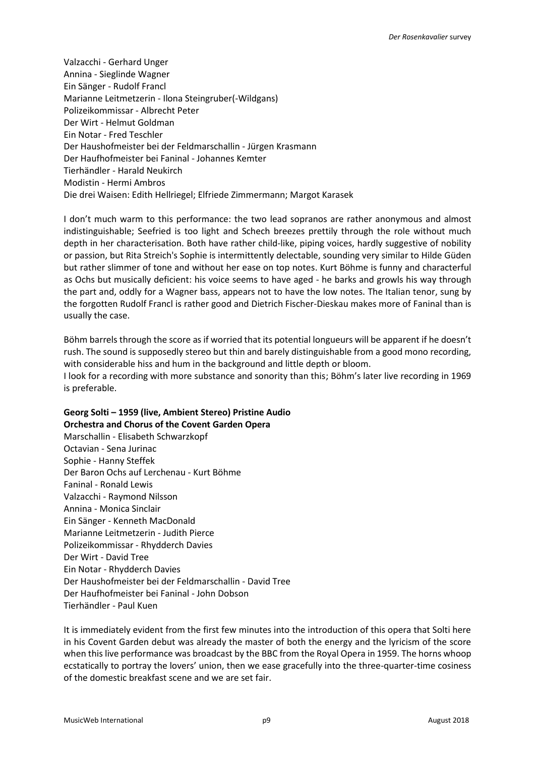Valzacchi - Gerhard Unger
Annina - Sieglinde Wagner
Ein Sänger - Rudolf Francl
Marianne Leitmetzerin - Ilona Steingruber(-Wildgans)
Polizeikommissar - Albrecht Peter
Der Wirt - Helmut Goldman
Ein Notar - Fred Teschler
Der Haushofmeister bei der Feldmarschallin - Jürgen Krasmann
Der Haufhofmeister bei Faninal - Johannes Kemter
Tierhändler - Harald Neukirch
Modistin - Hermi Ambros
Die drei Waisen: Edith Hellriegel; Elfriede Zimmermann; Margot Karasek

I don't much warm to this performance: the two lead sopranos are rather anonymous and almost indistinguishable; Seefried is too light and Schech breezes prettily through the role without much depth in her characterisation. Both have rather child-like, piping voices, hardly suggestive of nobility or passion, but Rita Streich's Sophie is intermittently delectable, sounding very similar to Hilde Güden but rather slimmer of tone and without her ease on top notes. Kurt Böhme is funny and characterful as Ochs but musically deficient: his voice seems to have aged - he barks and growls his way through the part and, oddly for a Wagner bass, appears not to have the low notes. The Italian tenor, sung by the forgotten Rudolf Francl is rather good and Dietrich Fischer-Dieskau makes more of Faninal than is usually the case.

Böhm barrels through the score as if worried that its potential longueurs will be apparent if he doesn't rush. The sound is supposedly stereo but thin and barely distinguishable from a good mono recording, with considerable hiss and hum in the background and little depth or bloom.
I look for a recording with more substance and sonority than this; Böhm's later live recording in 1969 is preferable.

**Georg Solti – 1959 (live, Ambient Stereo) Pristine Audio**
**Orchestra and Chorus of the Covent Garden Opera**
Marschallin - Elisabeth Schwarzkopf
Octavian - Sena Jurinac
Sophie - Hanny Steffek
Der Baron Ochs auf Lerchenau - Kurt Böhme
Faninal - Ronald Lewis
Valzacchi - Raymond Nilsson
Annina - Monica Sinclair
Ein Sänger - Kenneth MacDonald
Marianne Leitmetzerin - Judith Pierce
Polizeikommissar - Rhydderch Davies
Der Wirt - David Tree
Ein Notar - Rhydderch Davies
Der Haushofmeister bei der Feldmarschallin - David Tree
Der Haufhofmeister bei Faninal - John Dobson
Tierhändler - Paul Kuen

It is immediately evident from the first few minutes into the introduction of this opera that Solti here in his Covent Garden debut was already the master of both the energy and the lyricism of the score when this live performance was broadcast by the BBC from the Royal Opera in 1959. The horns whoop ecstatically to portray the lovers' union, then we ease gracefully into the three-quarter-time cosiness of the domestic breakfast scene and we are set fair.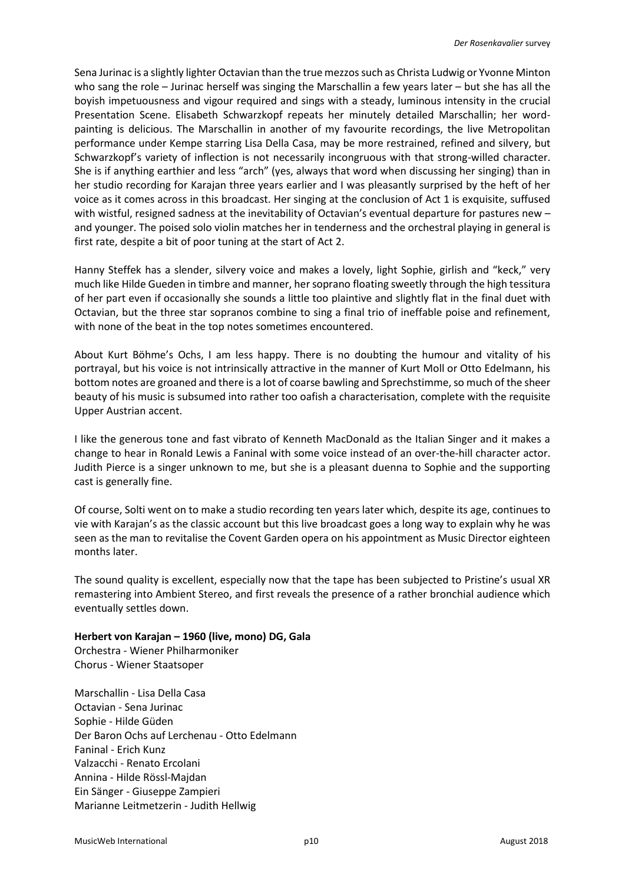Sena Jurinac is a slightly lighter Octavian than the true mezzos such as Christa Ludwig or Yvonne Minton who sang the role – Jurinac herself was singing the Marschallin a few years later – but she has all the boyish impetuousness and vigour required and sings with a steady, luminous intensity in the crucial Presentation Scene. Elisabeth Schwarzkopf repeats her minutely detailed Marschallin; her word-painting is delicious. The Marschallin in another of my favourite recordings, the live Metropolitan performance under Kempe starring Lisa Della Casa, may be more restrained, refined and silvery, but Schwarzkopf's variety of inflection is not necessarily incongruous with that strong-willed character. She is if anything earthier and less "arch" (yes, always that word when discussing her singing) than in her studio recording for Karajan three years earlier and I was pleasantly surprised by the heft of her voice as it comes across in this broadcast. Her singing at the conclusion of Act 1 is exquisite, suffused with wistful, resigned sadness at the inevitability of Octavian's eventual departure for pastures new – and younger. The poised solo violin matches her in tenderness and the orchestral playing in general is first rate, despite a bit of poor tuning at the start of Act 2.

Hanny Steffek has a slender, silvery voice and makes a lovely, light Sophie, girlish and "keck," very much like Hilde Gueden in timbre and manner, her soprano floating sweetly through the high tessitura of her part even if occasionally she sounds a little too plaintive and slightly flat in the final duet with Octavian, but the three star sopranos combine to sing a final trio of ineffable poise and refinement, with none of the beat in the top notes sometimes encountered.

About Kurt Böhme's Ochs, I am less happy. There is no doubting the humour and vitality of his portrayal, but his voice is not intrinsically attractive in the manner of Kurt Moll or Otto Edelmann, his bottom notes are groaned and there is a lot of coarse bawling and Sprechstimme, so much of the sheer beauty of his music is subsumed into rather too oafish a characterisation, complete with the requisite Upper Austrian accent.

I like the generous tone and fast vibrato of Kenneth MacDonald as the Italian Singer and it makes a change to hear in Ronald Lewis a Faninal with some voice instead of an over-the-hill character actor. Judith Pierce is a singer unknown to me, but she is a pleasant duenna to Sophie and the supporting cast is generally fine.

Of course, Solti went on to make a studio recording ten years later which, despite its age, continues to vie with Karajan's as the classic account but this live broadcast goes a long way to explain why he was seen as the man to revitalise the Covent Garden opera on his appointment as Music Director eighteen months later.

The sound quality is excellent, especially now that the tape has been subjected to Pristine's usual XR remastering into Ambient Stereo, and first reveals the presence of a rather bronchial audience which eventually settles down.

**Herbert von Karajan – 1960 (live, mono) DG, Gala**
Orchestra - Wiener Philharmoniker
Chorus - Wiener Staatsoper

Marschallin - Lisa Della Casa
Octavian - Sena Jurinac
Sophie - Hilde Güden
Der Baron Ochs auf Lerchenau - Otto Edelmann
Faninal - Erich Kunz
Valzacchi - Renato Ercolani
Annina - Hilde Rössl-Majdan
Ein Sänger - Giuseppe Zampieri
Marianne Leitmetzerin - Judith Hellwig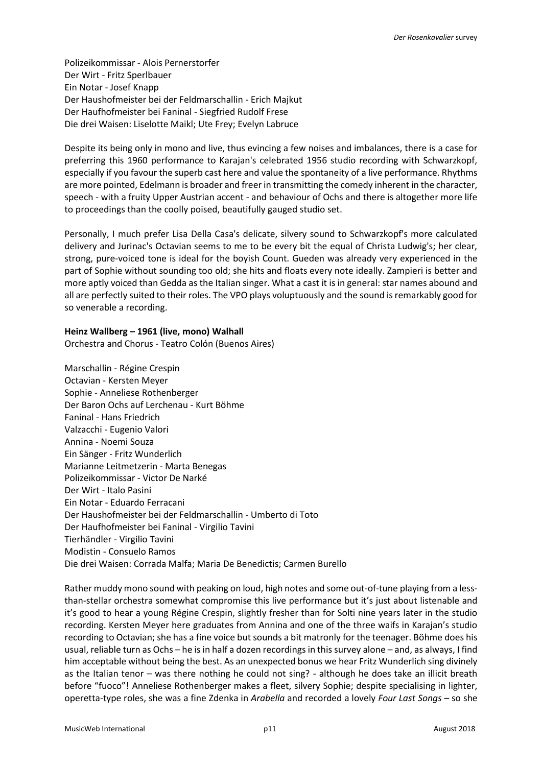Polizeikommissar - Alois Pernerstorfer
Der Wirt - Fritz Sperlbauer
Ein Notar - Josef Knapp
Der Haushofmeister bei der Feldmarschallin - Erich Majkut
Der Haufhofmeister bei Faninal - Siegfried Rudolf Frese
Die drei Waisen: Liselotte Maikl; Ute Frey; Evelyn Labruce

Despite its being only in mono and live, thus evincing a few noises and imbalances, there is a case for preferring this 1960 performance to Karajan's celebrated 1956 studio recording with Schwarzkopf, especially if you favour the superb cast here and value the spontaneity of a live performance. Rhythms are more pointed, Edelmann is broader and freer in transmitting the comedy inherent in the character, speech - with a fruity Upper Austrian accent - and behaviour of Ochs and there is altogether more life to proceedings than the coolly poised, beautifully gauged studio set.

Personally, I much prefer Lisa Della Casa's delicate, silvery sound to Schwarzkopf's more calculated delivery and Jurinac's Octavian seems to me to be every bit the equal of Christa Ludwig's; her clear, strong, pure-voiced tone is ideal for the boyish Count. Gueden was already very experienced in the part of Sophie without sounding too old; she hits and floats every note ideally. Zampieri is better and more aptly voiced than Gedda as the Italian singer. What a cast it is in general: star names abound and all are perfectly suited to their roles. The VPO plays voluptuously and the sound is remarkably good for so venerable a recording.

**Heinz Wallberg – 1961 (live, mono) Walhall**
Orchestra and Chorus - Teatro Colón (Buenos Aires)

Marschallin - Régine Crespin
Octavian - Kersten Meyer
Sophie - Anneliese Rothenberger
Der Baron Ochs auf Lerchenau - Kurt Böhme
Faninal - Hans Friedrich
Valzacchi - Eugenio Valori
Annina - Noemi Souza
Ein Sänger - Fritz Wunderlich
Marianne Leitmetzerin - Marta Benegas
Polizeikommissar - Victor De Narké
Der Wirt - Italo Pasini
Ein Notar - Eduardo Ferracani
Der Haushofmeister bei der Feldmarschallin - Umberto di Toto
Der Haufhofmeister bei Faninal - Virgilio Tavini
Tierhändler - Virgilio Tavini
Modistin - Consuelo Ramos
Die drei Waisen: Corrada Malfa; Maria De Benedictis; Carmen Burello

Rather muddy mono sound with peaking on loud, high notes and some out-of-tune playing from a less-than-stellar orchestra somewhat compromise this live performance but it's just about listenable and it's good to hear a young Régine Crespin, slightly fresher than for Solti nine years later in the studio recording. Kersten Meyer here graduates from Annina and one of the three waifs in Karajan's studio recording to Octavian; she has a fine voice but sounds a bit matronly for the teenager. Böhme does his usual, reliable turn as Ochs – he is in half a dozen recordings in this survey alone – and, as always, I find him acceptable without being the best. As an unexpected bonus we hear Fritz Wunderlich sing divinely as the Italian tenor – was there nothing he could not sing? - although he does take an illicit breath before "fuoco"! Anneliese Rothenberger makes a fleet, silvery Sophie; despite specialising in lighter, operetta-type roles, she was a fine Zdenka in *Arabella* and recorded a lovely *Four Last Songs* – so she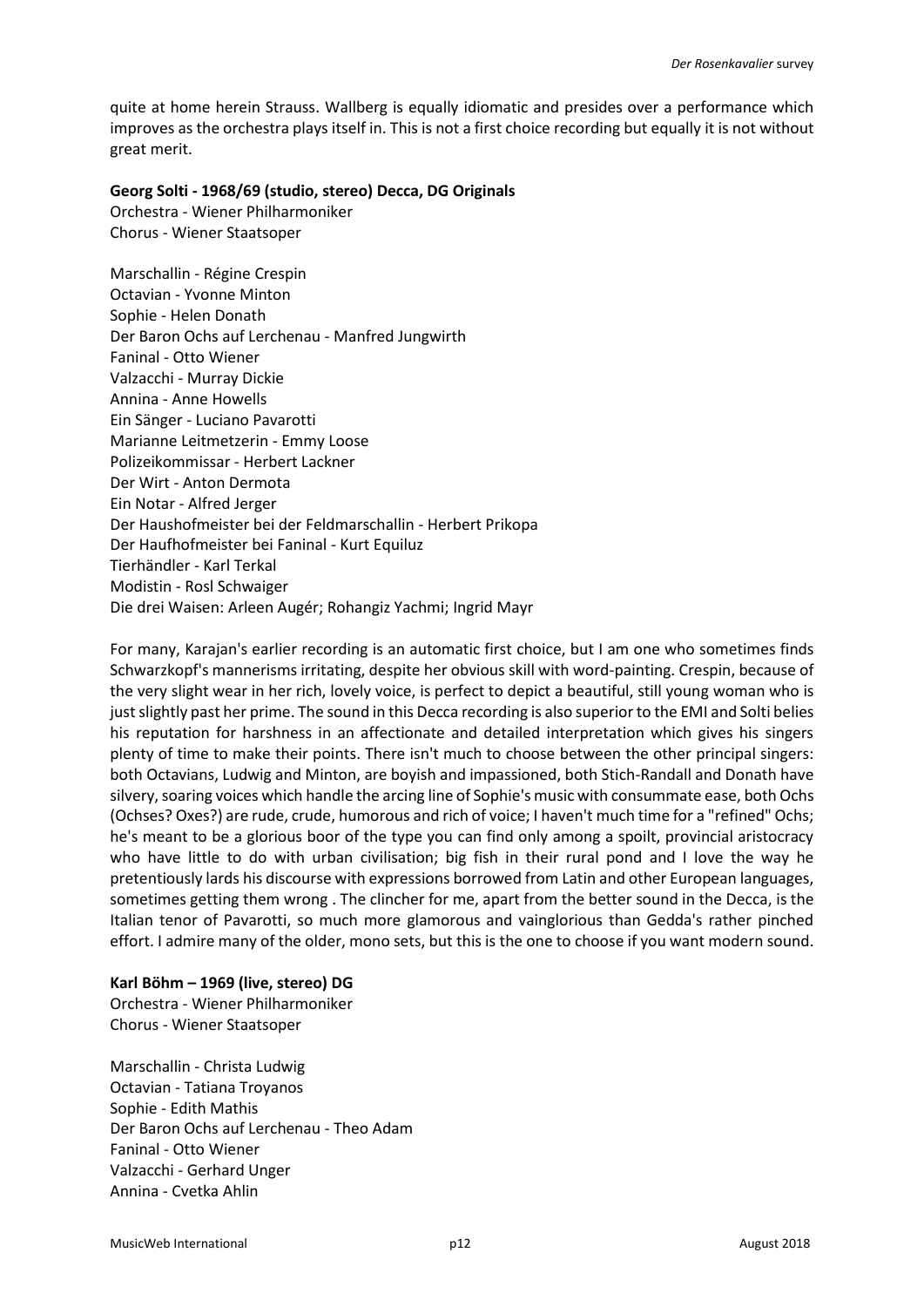quite at home herein Strauss. Wallberg is equally idiomatic and presides over a performance which improves as the orchestra plays itself in. This is not a first choice recording but equally it is not without great merit.

**Georg Solti - 1968/69 (studio, stereo) Decca, DG Originals**
Orchestra - Wiener Philharmoniker
Chorus - Wiener Staatsoper

Marschallin - Régine Crespin
Octavian - Yvonne Minton
Sophie - Helen Donath
Der Baron Ochs auf Lerchenau - Manfred Jungwirth
Faninal - Otto Wiener
Valzacchi - Murray Dickie
Annina - Anne Howells
Ein Sänger - Luciano Pavarotti
Marianne Leitmetzerin - Emmy Loose
Polizeikommissar - Herbert Lackner
Der Wirt - Anton Dermota
Ein Notar - Alfred Jerger
Der Haushofmeister bei der Feldmarschallin - Herbert Prikopa
Der Haufhofmeister bei Faninal - Kurt Equiluz
Tierhändler - Karl Terkal
Modistin - Rosl Schwaiger
Die drei Waisen: Arleen Augér; Rohangiz Yachmi; Ingrid Mayr

For many, Karajan's earlier recording is an automatic first choice, but I am one who sometimes finds Schwarzkopf's mannerisms irritating, despite her obvious skill with word-painting. Crespin, because of the very slight wear in her rich, lovely voice, is perfect to depict a beautiful, still young woman who is just slightly past her prime. The sound in this Decca recording is also superior to the EMI and Solti belies his reputation for harshness in an affectionate and detailed interpretation which gives his singers plenty of time to make their points. There isn't much to choose between the other principal singers: both Octavians, Ludwig and Minton, are boyish and impassioned, both Stich-Randall and Donath have silvery, soaring voices which handle the arcing line of Sophie's music with consummate ease, both Ochs (Ochses? Oxes?) are rude, crude, humorous and rich of voice; I haven't much time for a "refined" Ochs; he's meant to be a glorious boor of the type you can find only among a spoilt, provincial aristocracy who have little to do with urban civilisation; big fish in their rural pond and I love the way he pretentiously lards his discourse with expressions borrowed from Latin and other European languages, sometimes getting them wrong . The clincher for me, apart from the better sound in the Decca, is the Italian tenor of Pavarotti, so much more glamorous and vainglorious than Gedda's rather pinched effort. I admire many of the older, mono sets, but this is the one to choose if you want modern sound.

**Karl Böhm – 1969 (live, stereo) DG**
Orchestra - Wiener Philharmoniker
Chorus - Wiener Staatsoper

Marschallin - Christa Ludwig
Octavian - Tatiana Troyanos
Sophie - Edith Mathis
Der Baron Ochs auf Lerchenau - Theo Adam
Faninal - Otto Wiener
Valzacchi - Gerhard Unger
Annina - Cvetka Ahlin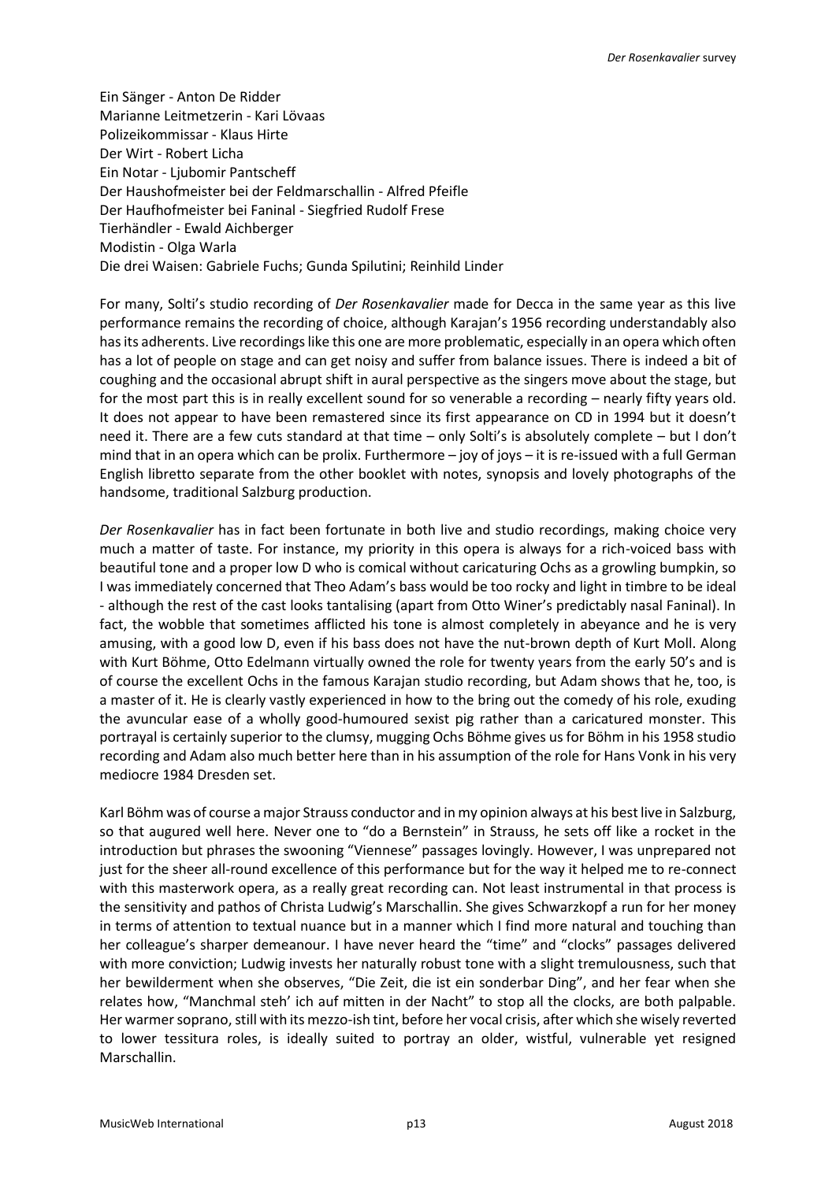Ein Sänger - Anton De Ridder
Marianne Leitmetzerin - Kari Lövaas
Polizeikommissar - Klaus Hirte
Der Wirt - Robert Licha
Ein Notar - Ljubomir Pantscheff
Der Haushofmeister bei der Feldmarschallin - Alfred Pfeifle
Der Haufhofmeister bei Faninal - Siegfried Rudolf Frese
Tierhändler - Ewald Aichberger
Modistin - Olga Warla
Die drei Waisen: Gabriele Fuchs; Gunda Spilutini; Reinhild Linder

For many, Solti's studio recording of *Der Rosenkavalier* made for Decca in the same year as this live performance remains the recording of choice, although Karajan's 1956 recording understandably also has its adherents. Live recordings like this one are more problematic, especially in an opera which often has a lot of people on stage and can get noisy and suffer from balance issues. There is indeed a bit of coughing and the occasional abrupt shift in aural perspective as the singers move about the stage, but for the most part this is in really excellent sound for so venerable a recording – nearly fifty years old. It does not appear to have been remastered since its first appearance on CD in 1994 but it doesn't need it. There are a few cuts standard at that time – only Solti's is absolutely complete – but I don't mind that in an opera which can be prolix. Furthermore – joy of joys – it is re-issued with a full German English libretto separate from the other booklet with notes, synopsis and lovely photographs of the handsome, traditional Salzburg production.

*Der Rosenkavalier* has in fact been fortunate in both live and studio recordings, making choice very much a matter of taste. For instance, my priority in this opera is always for a rich-voiced bass with beautiful tone and a proper low D who is comical without caricaturing Ochs as a growling bumpkin, so I was immediately concerned that Theo Adam's bass would be too rocky and light in timbre to be ideal - although the rest of the cast looks tantalising (apart from Otto Winer's predictably nasal Faninal). In fact, the wobble that sometimes afflicted his tone is almost completely in abeyance and he is very amusing, with a good low D, even if his bass does not have the nut-brown depth of Kurt Moll. Along with Kurt Böhme, Otto Edelmann virtually owned the role for twenty years from the early 50's and is of course the excellent Ochs in the famous Karajan studio recording, but Adam shows that he, too, is a master of it. He is clearly vastly experienced in how to the bring out the comedy of his role, exuding the avuncular ease of a wholly good-humoured sexist pig rather than a caricatured monster. This portrayal is certainly superior to the clumsy, mugging Ochs Böhme gives us for Böhm in his 1958 studio recording and Adam also much better here than in his assumption of the role for Hans Vonk in his very mediocre 1984 Dresden set.

Karl Böhm was of course a major Strauss conductor and in my opinion always at his best live in Salzburg, so that augured well here. Never one to "do a Bernstein" in Strauss, he sets off like a rocket in the introduction but phrases the swooning "Viennese" passages lovingly. However, I was unprepared not just for the sheer all-round excellence of this performance but for the way it helped me to re-connect with this masterwork opera, as a really great recording can. Not least instrumental in that process is the sensitivity and pathos of Christa Ludwig's Marschallin. She gives Schwarzkopf a run for her money in terms of attention to textual nuance but in a manner which I find more natural and touching than her colleague's sharper demeanour. I have never heard the "time" and "clocks" passages delivered with more conviction; Ludwig invests her naturally robust tone with a slight tremulousness, such that her bewilderment when she observes, "Die Zeit, die ist ein sonderbar Ding", and her fear when she relates how, "Manchmal steh' ich auf mitten in der Nacht" to stop all the clocks, are both palpable. Her warmer soprano, still with its mezzo-ish tint, before her vocal crisis, after which she wisely reverted to lower tessitura roles, is ideally suited to portray an older, wistful, vulnerable yet resigned Marschallin.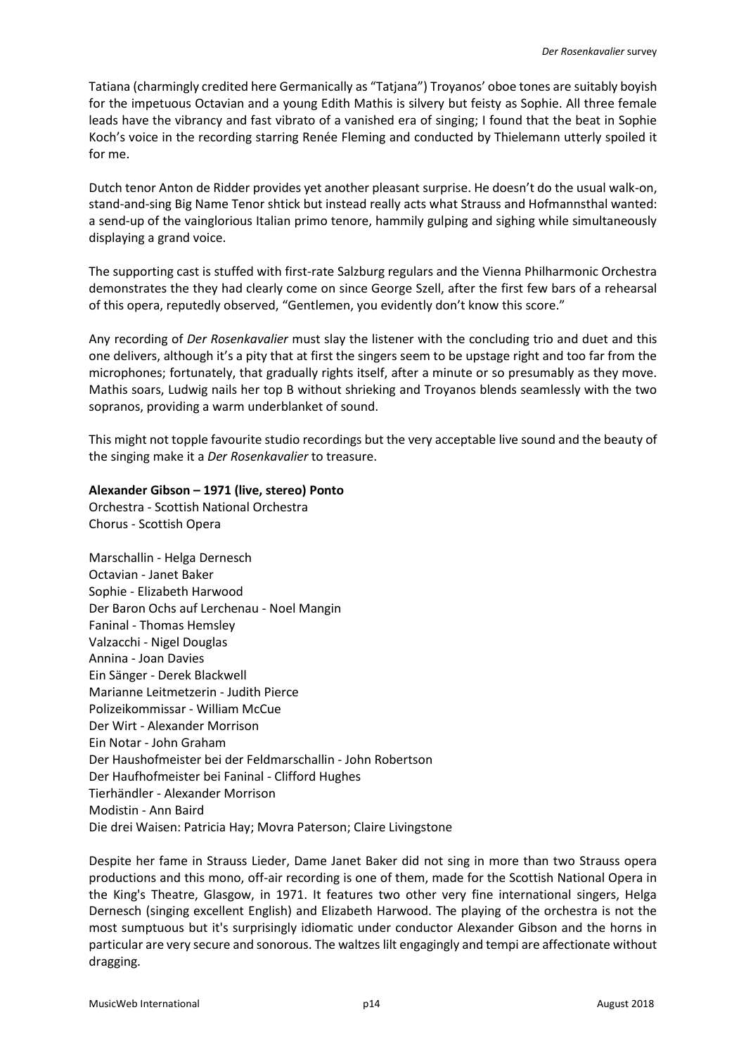Tatiana (charmingly credited here Germanically as "Tatjana") Troyanos' oboe tones are suitably boyish for the impetuous Octavian and a young Edith Mathis is silvery but feisty as Sophie. All three female leads have the vibrancy and fast vibrato of a vanished era of singing; I found that the beat in Sophie Koch's voice in the recording starring Renée Fleming and conducted by Thielemann utterly spoiled it for me.

Dutch tenor Anton de Ridder provides yet another pleasant surprise. He doesn't do the usual walk-on, stand-and-sing Big Name Tenor shtick but instead really acts what Strauss and Hofmannsthal wanted: a send-up of the vainglorious Italian primo tenore, hammily gulping and sighing while simultaneously displaying a grand voice.

The supporting cast is stuffed with first-rate Salzburg regulars and the Vienna Philharmonic Orchestra demonstrates the they had clearly come on since George Szell, after the first few bars of a rehearsal of this opera, reputedly observed, "Gentlemen, you evidently don't know this score."

Any recording of *Der Rosenkavalier* must slay the listener with the concluding trio and duet and this one delivers, although it's a pity that at first the singers seem to be upstage right and too far from the microphones; fortunately, that gradually rights itself, after a minute or so presumably as they move. Mathis soars, Ludwig nails her top B without shrieking and Troyanos blends seamlessly with the two sopranos, providing a warm underblanket of sound.

This might not topple favourite studio recordings but the very acceptable live sound and the beauty of the singing make it a *Der Rosenkavalier* to treasure.

**Alexander Gibson – 1971 (live, stereo) Ponto**

Orchestra - Scottish National Orchestra
Chorus - Scottish Opera

Marschallin - Helga Dernesch
Octavian - Janet Baker
Sophie - Elizabeth Harwood
Der Baron Ochs auf Lerchenau - Noel Mangin
Faninal - Thomas Hemsley
Valzacchi - Nigel Douglas
Annina - Joan Davies
Ein Sänger - Derek Blackwell
Marianne Leitmetzerin - Judith Pierce
Polizeikommissar - William McCue
Der Wirt - Alexander Morrison
Ein Notar - John Graham
Der Haushofmeister bei der Feldmarschallin - John Robertson
Der Haufhofmeister bei Faninal - Clifford Hughes
Tierhändler - Alexander Morrison
Modistin - Ann Baird
Die drei Waisen: Patricia Hay; Movra Paterson; Claire Livingstone

Despite her fame in Strauss Lieder, Dame Janet Baker did not sing in more than two Strauss opera productions and this mono, off-air recording is one of them, made for the Scottish National Opera in the King's Theatre, Glasgow, in 1971. It features two other very fine international singers, Helga Dernesch (singing excellent English) and Elizabeth Harwood. The playing of the orchestra is not the most sumptuous but it's surprisingly idiomatic under conductor Alexander Gibson and the horns in particular are very secure and sonorous. The waltzes lilt engagingly and tempi are affectionate without dragging.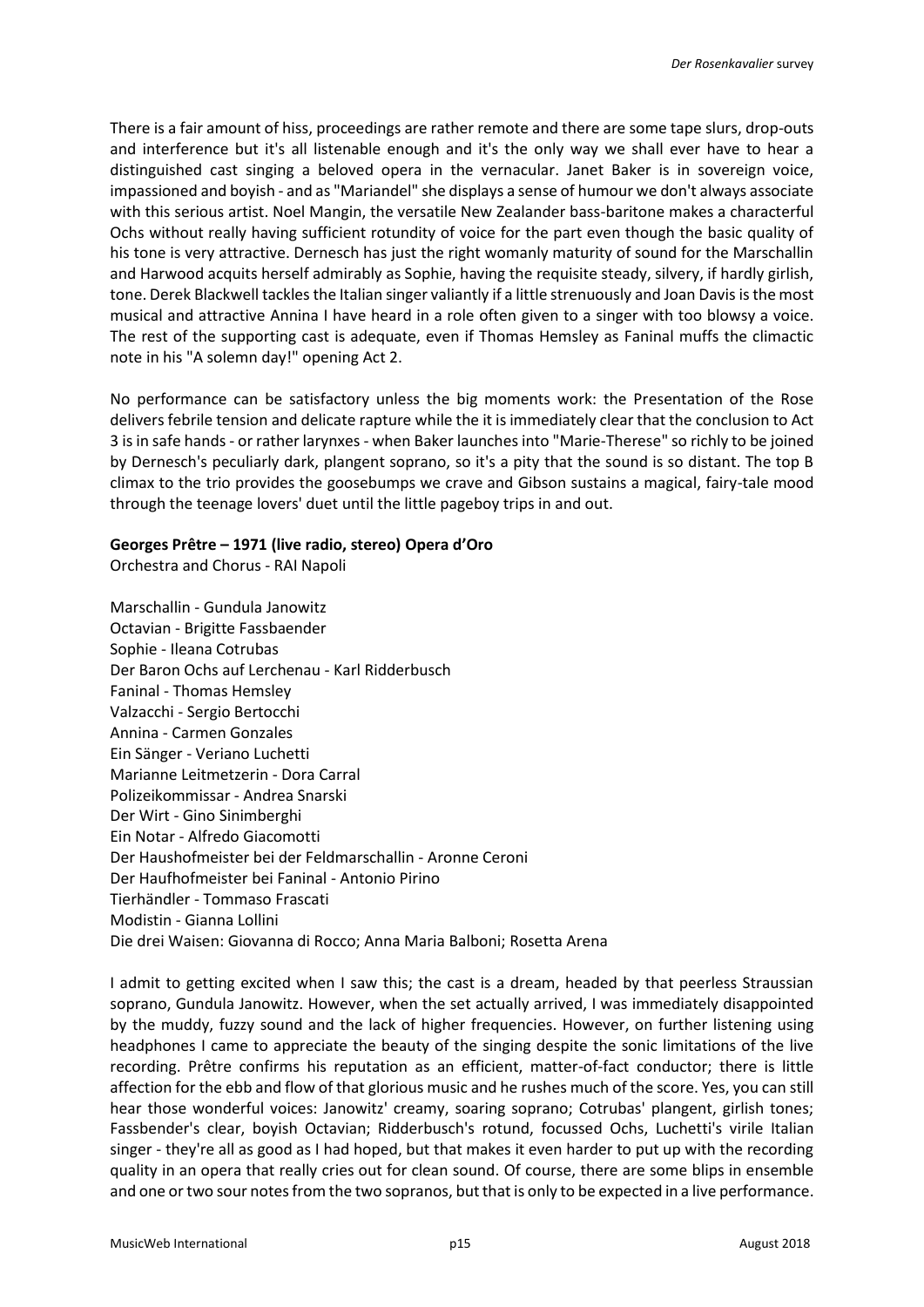There is a fair amount of hiss, proceedings are rather remote and there are some tape slurs, drop-outs and interference but it's all listenable enough and it's the only way we shall ever have to hear a distinguished cast singing a beloved opera in the vernacular. Janet Baker is in sovereign voice, impassioned and boyish - and as "Mariandel" she displays a sense of humour we don't always associate with this serious artist. Noel Mangin, the versatile New Zealander bass-baritone makes a characterful Ochs without really having sufficient rotundity of voice for the part even though the basic quality of his tone is very attractive. Dernesch has just the right womanly maturity of sound for the Marschallin and Harwood acquits herself admirably as Sophie, having the requisite steady, silvery, if hardly girlish, tone. Derek Blackwell tackles the Italian singer valiantly if a little strenuously and Joan Davis is the most musical and attractive Annina I have heard in a role often given to a singer with too blowsy a voice. The rest of the supporting cast is adequate, even if Thomas Hemsley as Faninal muffs the climactic note in his "A solemn day!" opening Act 2.

No performance can be satisfactory unless the big moments work: the Presentation of the Rose delivers febrile tension and delicate rapture while the it is immediately clear that the conclusion to Act 3 is in safe hands - or rather larynxes - when Baker launches into "Marie-Therese" so richly to be joined by Dernesch's peculiarly dark, plangent soprano, so it's a pity that the sound is so distant. The top B climax to the trio provides the goosebumps we crave and Gibson sustains a magical, fairy-tale mood through the teenage lovers' duet until the little pageboy trips in and out.

**Georges Prêtre – 1971 (live radio, stereo) Opera d'Oro**
Orchestra and Chorus - RAI Napoli

Marschallin - Gundula Janowitz
Octavian - Brigitte Fassbaender
Sophie - Ileana Cotrubas
Der Baron Ochs auf Lerchenau - Karl Ridderbusch
Faninal - Thomas Hemsley
Valzacchi - Sergio Bertocchi
Annina - Carmen Gonzales
Ein Sänger - Veriano Luchetti
Marianne Leitmetzerin - Dora Carral
Polizeikommissar - Andrea Snarski
Der Wirt - Gino Sinimberghi
Ein Notar - Alfredo Giacomotti
Der Haushofmeister bei der Feldmarschallin - Aronne Ceroni
Der Haufhofmeister bei Faninal - Antonio Pirino
Tierhändler - Tommaso Frascati
Modistin - Gianna Lollini
Die drei Waisen: Giovanna di Rocco; Anna Maria Balboni; Rosetta Arena

I admit to getting excited when I saw this; the cast is a dream, headed by that peerless Straussian soprano, Gundula Janowitz. However, when the set actually arrived, I was immediately disappointed by the muddy, fuzzy sound and the lack of higher frequencies. However, on further listening using headphones I came to appreciate the beauty of the singing despite the sonic limitations of the live recording. Prêtre confirms his reputation as an efficient, matter-of-fact conductor; there is little affection for the ebb and flow of that glorious music and he rushes much of the score. Yes, you can still hear those wonderful voices: Janowitz' creamy, soaring soprano; Cotrubas' plangent, girlish tones; Fassbender's clear, boyish Octavian; Ridderbusch's rotund, focussed Ochs, Luchetti's virile Italian singer - they're all as good as I had hoped, but that makes it even harder to put up with the recording quality in an opera that really cries out for clean sound. Of course, there are some blips in ensemble and one or two sour notes from the two sopranos, but that is only to be expected in a live performance.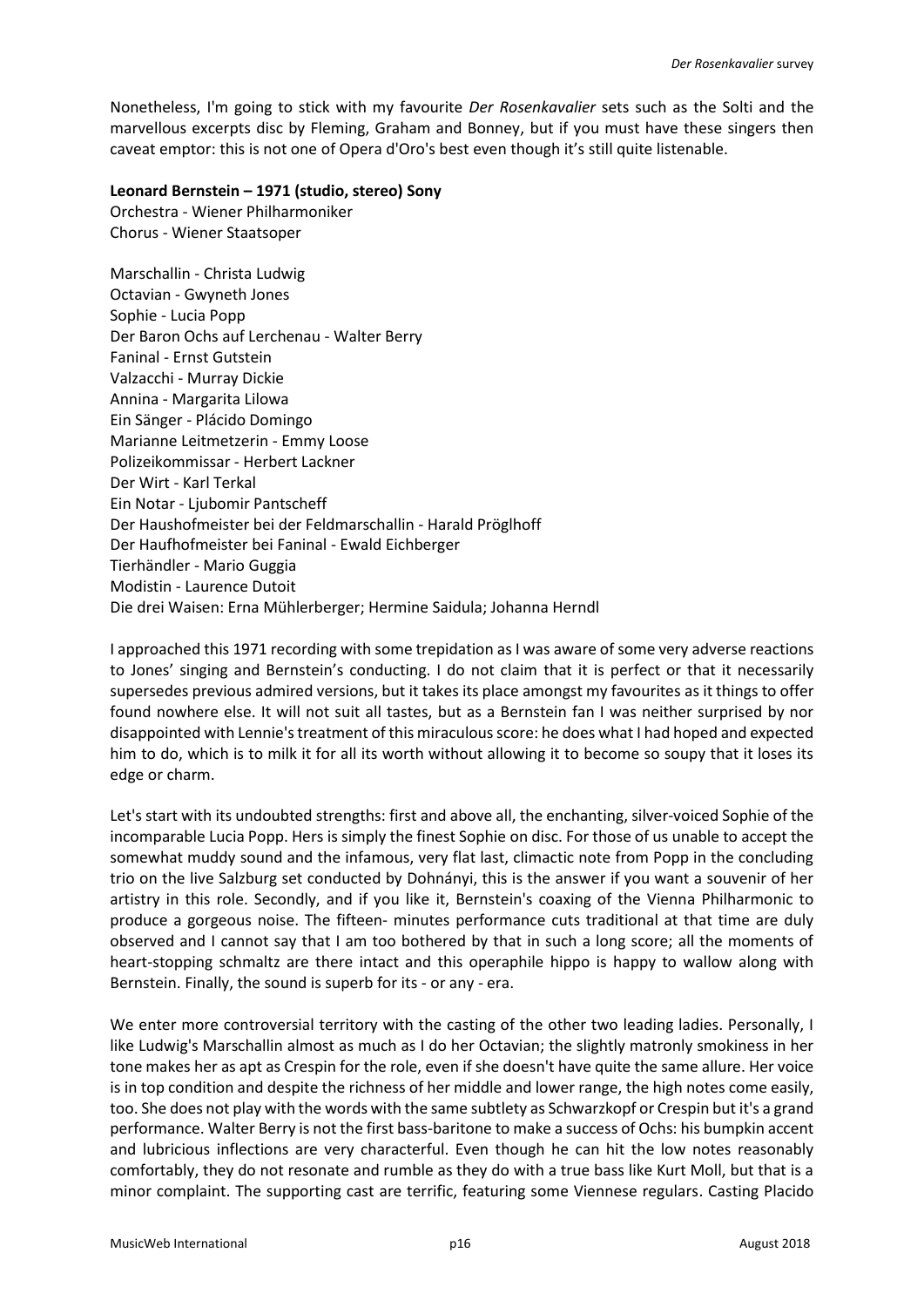Nonetheless, I'm going to stick with my favourite *Der Rosenkavalier* sets such as the Solti and the marvellous excerpts disc by Fleming, Graham and Bonney, but if you must have these singers then caveat emptor: this is not one of Opera d'Oro's best even though it's still quite listenable.

**Leonard Bernstein – 1971 (studio, stereo) Sony**
Orchestra - Wiener Philharmoniker
Chorus - Wiener Staatsoper

Marschallin - Christa Ludwig
Octavian - Gwyneth Jones
Sophie - Lucia Popp
Der Baron Ochs auf Lerchenau - Walter Berry
Faninal - Ernst Gutstein
Valzacchi - Murray Dickie
Annina - Margarita Lilowa
Ein Sänger - Plácido Domingo
Marianne Leitmetzerin - Emmy Loose
Polizeikommissar - Herbert Lackner
Der Wirt - Karl Terkal
Ein Notar - Ljubomir Pantscheff
Der Haushofmeister bei der Feldmarschallin - Harald Pröglhoff
Der Haufhofmeister bei Faninal - Ewald Eichberger
Tierhändler - Mario Guggia
Modistin - Laurence Dutoit
Die drei Waisen: Erna Mühlerberger; Hermine Saidula; Johanna Herndl

I approached this 1971 recording with some trepidation as I was aware of some very adverse reactions to Jones' singing and Bernstein's conducting. I do not claim that it is perfect or that it necessarily supersedes previous admired versions, but it takes its place amongst my favourites as it things to offer found nowhere else. It will not suit all tastes, but as a Bernstein fan I was neither surprised by nor disappointed with Lennie's treatment of this miraculous score: he does what I had hoped and expected him to do, which is to milk it for all its worth without allowing it to become so soupy that it loses its edge or charm.

Let's start with its undoubted strengths: first and above all, the enchanting, silver-voiced Sophie of the incomparable Lucia Popp. Hers is simply the finest Sophie on disc. For those of us unable to accept the somewhat muddy sound and the infamous, very flat last, climactic note from Popp in the concluding trio on the live Salzburg set conducted by Dohnányi, this is the answer if you want a souvenir of her artistry in this role. Secondly, and if you like it, Bernstein's coaxing of the Vienna Philharmonic to produce a gorgeous noise. The fifteen- minutes performance cuts traditional at that time are duly observed and I cannot say that I am too bothered by that in such a long score; all the moments of heart-stopping schmaltz are there intact and this operaphile hippo is happy to wallow along with Bernstein. Finally, the sound is superb for its - or any - era.

We enter more controversial territory with the casting of the other two leading ladies. Personally, I like Ludwig's Marschallin almost as much as I do her Octavian; the slightly matronly smokiness in her tone makes her as apt as Crespin for the role, even if she doesn't have quite the same allure. Her voice is in top condition and despite the richness of her middle and lower range, the high notes come easily, too. She does not play with the words with the same subtlety as Schwarzkopf or Crespin but it's a grand performance. Walter Berry is not the first bass-baritone to make a success of Ochs: his bumpkin accent and lubricious inflections are very characterful. Even though he can hit the low notes reasonably comfortably, they do not resonate and rumble as they do with a true bass like Kurt Moll, but that is a minor complaint. The supporting cast are terrific, featuring some Viennese regulars. Casting Placido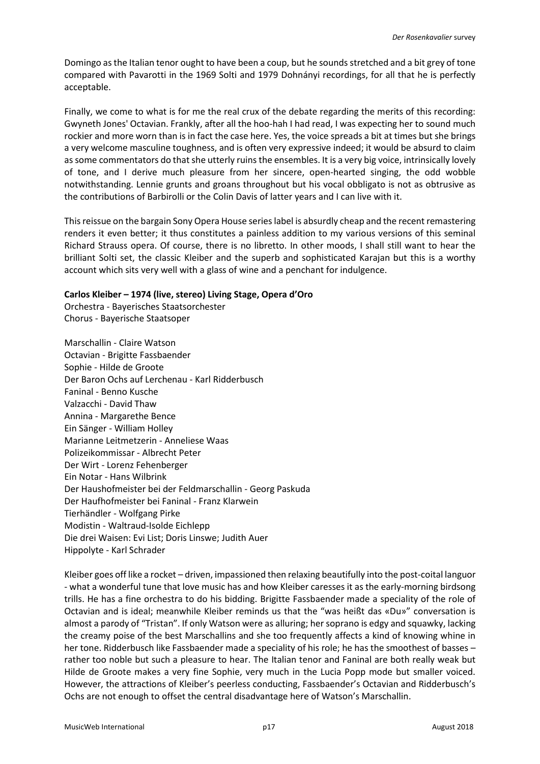Domingo as the Italian tenor ought to have been a coup, but he sounds stretched and a bit grey of tone compared with Pavarotti in the 1969 Solti and 1979 Dohnányi recordings, for all that he is perfectly acceptable.

Finally, we come to what is for me the real crux of the debate regarding the merits of this recording: Gwyneth Jones' Octavian. Frankly, after all the hoo-hah I had read, I was expecting her to sound much rockier and more worn than is in fact the case here. Yes, the voice spreads a bit at times but she brings a very welcome masculine toughness, and is often very expressive indeed; it would be absurd to claim as some commentators do that she utterly ruins the ensembles. It is a very big voice, intrinsically lovely of tone, and I derive much pleasure from her sincere, open-hearted singing, the odd wobble notwithstanding. Lennie grunts and groans throughout but his vocal obbligato is not as obtrusive as the contributions of Barbirolli or the Colin Davis of latter years and I can live with it.

This reissue on the bargain Sony Opera House series label is absurdly cheap and the recent remastering renders it even better; it thus constitutes a painless addition to my various versions of this seminal Richard Strauss opera. Of course, there is no libretto. In other moods, I shall still want to hear the brilliant Solti set, the classic Kleiber and the superb and sophisticated Karajan but this is a worthy account which sits very well with a glass of wine and a penchant for indulgence.

**Carlos Kleiber – 1974 (live, stereo) Living Stage, Opera d'Oro**
Orchestra - Bayerisches Staatsorchester
Chorus - Bayerische Staatsoper

Marschallin - Claire Watson
Octavian - Brigitte Fassbaender
Sophie - Hilde de Groote
Der Baron Ochs auf Lerchenau - Karl Ridderbusch
Faninal - Benno Kusche
Valzacchi - David Thaw
Annina - Margarethe Bence
Ein Sänger - William Holley
Marianne Leitmetzerin - Anneliese Waas
Polizeikommissar - Albrecht Peter
Der Wirt - Lorenz Fehenberger
Ein Notar - Hans Wilbrink
Der Haushofmeister bei der Feldmarschallin - Georg Paskuda
Der Haufhofmeister bei Faninal - Franz Klarwein
Tierhändler - Wolfgang Pirke
Modistin - Waltraud-Isolde Eichlepp
Die drei Waisen: Evi List; Doris Linswe; Judith Auer
Hippolyte - Karl Schrader

Kleiber goes off like a rocket – driven, impassioned then relaxing beautifully into the post-coital languor - what a wonderful tune that love music has and how Kleiber caresses it as the early-morning birdsong trills. He has a fine orchestra to do his bidding. Brigitte Fassbaender made a speciality of the role of Octavian and is ideal; meanwhile Kleiber reminds us that the "was heißt das «Du»" conversation is almost a parody of "Tristan". If only Watson were as alluring; her soprano is edgy and squawky, lacking the creamy poise of the best Marschallins and she too frequently affects a kind of knowing whine in her tone. Ridderbusch like Fassbaender made a speciality of his role; he has the smoothest of basses – rather too noble but such a pleasure to hear. The Italian tenor and Faninal are both really weak but Hilde de Groote makes a very fine Sophie, very much in the Lucia Popp mode but smaller voiced. However, the attractions of Kleiber's peerless conducting, Fassbaender's Octavian and Ridderbusch's Ochs are not enough to offset the central disadvantage here of Watson's Marschallin.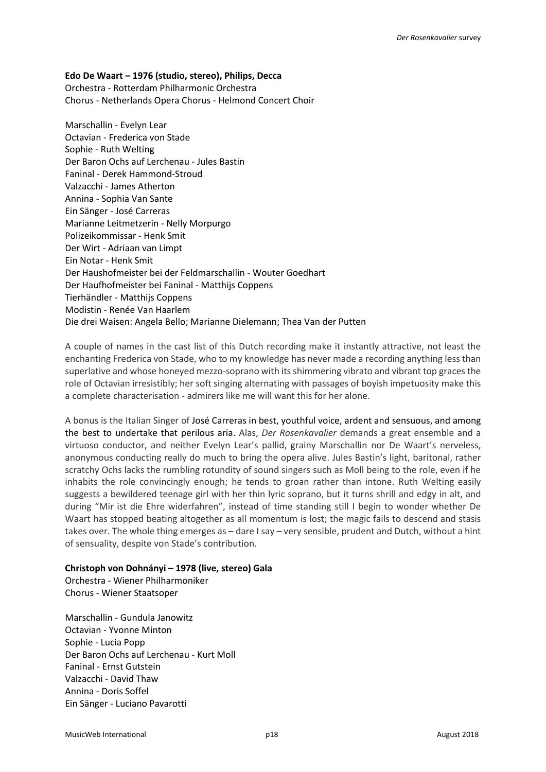**Edo De Waart – 1976 (studio, stereo), Philips, Decca**
Orchestra - Rotterdam Philharmonic Orchestra
Chorus - Netherlands Opera Chorus - Helmond Concert Choir

Marschallin - Evelyn Lear
Octavian - Frederica von Stade
Sophie - Ruth Welting
Der Baron Ochs auf Lerchenau - Jules Bastin
Faninal - Derek Hammond-Stroud
Valzacchi - James Atherton
Annina - Sophia Van Sante
Ein Sänger - José Carreras
Marianne Leitmetzerin - Nelly Morpurgo
Polizeikommissar - Henk Smit
Der Wirt - Adriaan van Limpt
Ein Notar - Henk Smit
Der Haushofmeister bei der Feldmarschallin - Wouter Goedhart
Der Haufhofmeister bei Faninal - Matthijs Coppens
Tierhändler - Matthijs Coppens
Modistin - Renée Van Haarlem
Die drei Waisen: Angela Bello; Marianne Dielemann; Thea Van der Putten

A couple of names in the cast list of this Dutch recording make it instantly attractive, not least the enchanting Frederica von Stade, who to my knowledge has never made a recording anything less than superlative and whose honeyed mezzo-soprano with its shimmering vibrato and vibrant top graces the role of Octavian irresistibly; her soft singing alternating with passages of boyish impetuosity make this a complete characterisation - admirers like me will want this for her alone.

A bonus is the Italian Singer of José Carreras in best, youthful voice, ardent and sensuous, and among the best to undertake that perilous aria. Alas, *Der Rosenkavalier* demands a great ensemble and a virtuoso conductor, and neither Evelyn Lear's pallid, grainy Marschallin nor De Waart's nerveless, anonymous conducting really do much to bring the opera alive. Jules Bastin's light, baritonal, rather scratchy Ochs lacks the rumbling rotundity of sound singers such as Moll being to the role, even if he inhabits the role convincingly enough; he tends to groan rather than intone. Ruth Welting easily suggests a bewildered teenage girl with her thin lyric soprano, but it turns shrill and edgy in alt, and during "Mir ist die Ehre widerfahren", instead of time standing still I begin to wonder whether De Waart has stopped beating altogether as all momentum is lost; the magic fails to descend and stasis takes over. The whole thing emerges as – dare I say – very sensible, prudent and Dutch, without a hint of sensuality, despite von Stade's contribution.

**Christoph von Dohnányi – 1978 (live, stereo) Gala**
Orchestra - Wiener Philharmoniker
Chorus - Wiener Staatsoper

Marschallin - Gundula Janowitz
Octavian - Yvonne Minton
Sophie - Lucia Popp
Der Baron Ochs auf Lerchenau - Kurt Moll
Faninal - Ernst Gutstein
Valzacchi - David Thaw
Annina - Doris Soffel
Ein Sänger - Luciano Pavarotti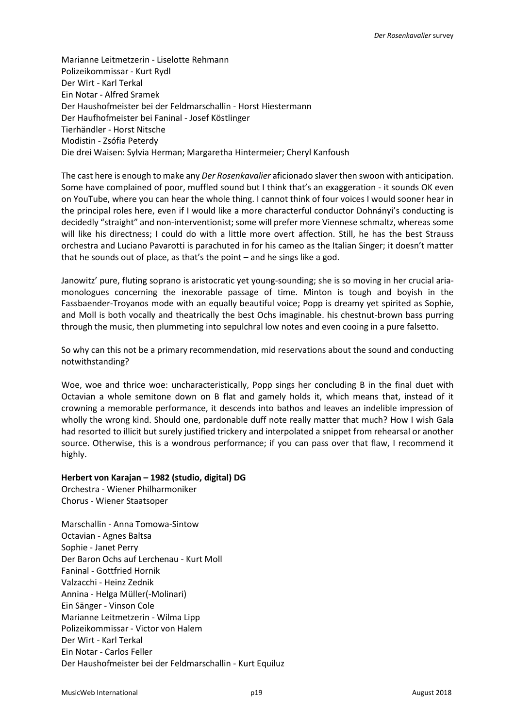Marianne Leitmetzerin - Liselotte Rehmann
Polizeikommissar - Kurt Rydl
Der Wirt - Karl Terkal
Ein Notar - Alfred Sramek
Der Haushofmeister bei der Feldmarschallin - Horst Hiestermann
Der Haufhofmeister bei Faninal - Josef Köstlinger
Tierhändler - Horst Nitsche
Modistin - Zsófia Peterdy
Die drei Waisen: Sylvia Herman; Margaretha Hintermeier; Cheryl Kanfoush

The cast here is enough to make any *Der Rosenkavalier* aficionado slaver then swoon with anticipation. Some have complained of poor, muffled sound but I think that's an exaggeration - it sounds OK even on YouTube, where you can hear the whole thing. I cannot think of four voices I would sooner hear in the principal roles here, even if I would like a more characterful conductor Dohnányi's conducting is decidedly "straight" and non-interventionist; some will prefer more Viennese schmaltz, whereas some will like his directness; I could do with a little more overt affection. Still, he has the best Strauss orchestra and Luciano Pavarotti is parachuted in for his cameo as the Italian Singer; it doesn't matter that he sounds out of place, as that's the point – and he sings like a god.

Janowitz' pure, fluting soprano is aristocratic yet young-sounding; she is so moving in her crucial aria-monologues concerning the inexorable passage of time. Minton is tough and boyish in the Fassbaender-Troyanos mode with an equally beautiful voice; Popp is dreamy yet spirited as Sophie, and Moll is both vocally and theatrically the best Ochs imaginable. his chestnut-brown bass purring through the music, then plummeting into sepulchral low notes and even cooing in a pure falsetto.

So why can this not be a primary recommendation, mid reservations about the sound and conducting notwithstanding?

Woe, woe and thrice woe: uncharacteristically, Popp sings her concluding B in the final duet with Octavian a whole semitone down on B flat and gamely holds it, which means that, instead of it crowning a memorable performance, it descends into bathos and leaves an indelible impression of wholly the wrong kind. Should one, pardonable duff note really matter that much? How I wish Gala had resorted to illicit but surely justified trickery and interpolated a snippet from rehearsal or another source. Otherwise, this is a wondrous performance; if you can pass over that flaw, I recommend it highly.

**Herbert von Karajan – 1982 (studio, digital) DG**
Orchestra - Wiener Philharmoniker
Chorus - Wiener Staatsoper

Marschallin - Anna Tomowa-Sintow
Octavian - Agnes Baltsa
Sophie - Janet Perry
Der Baron Ochs auf Lerchenau - Kurt Moll
Faninal - Gottfried Hornik
Valzacchi - Heinz Zednik
Annina - Helga Müller(-Molinari)
Ein Sänger - Vinson Cole
Marianne Leitmetzerin - Wilma Lipp
Polizeikommissar - Victor von Halem
Der Wirt - Karl Terkal
Ein Notar - Carlos Feller
Der Haushofmeister bei der Feldmarschallin - Kurt Equiluz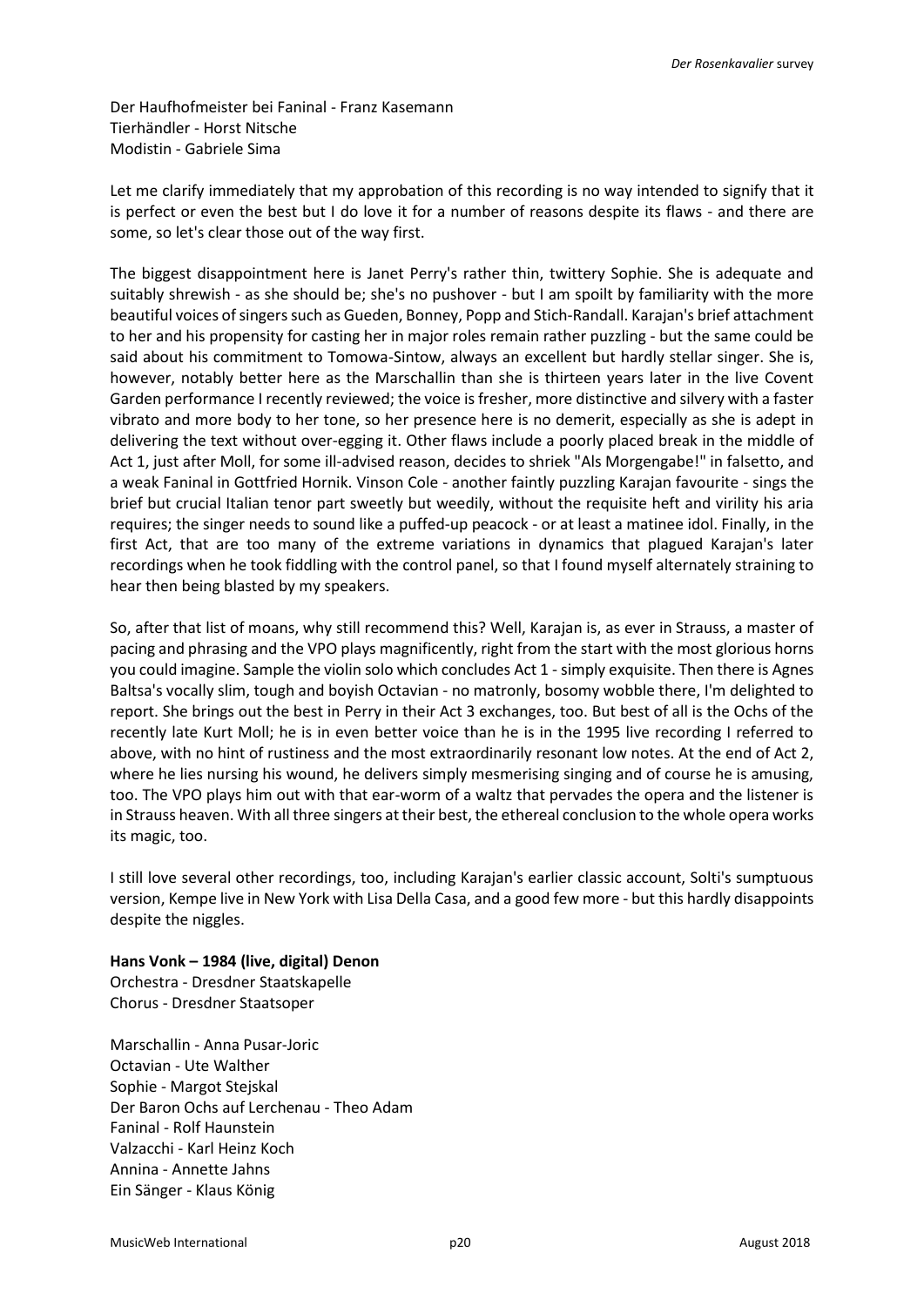Der Haufhofmeister bei Faninal - Franz Kasemann
Tierhändler - Horst Nitsche
Modistin - Gabriele Sima

Let me clarify immediately that my approbation of this recording is no way intended to signify that it is perfect or even the best but I do love it for a number of reasons despite its flaws - and there are some, so let's clear those out of the way first.

The biggest disappointment here is Janet Perry's rather thin, twittery Sophie. She is adequate and suitably shrewish - as she should be; she's no pushover - but I am spoilt by familiarity with the more beautiful voices of singers such as Gueden, Bonney, Popp and Stich-Randall. Karajan's brief attachment to her and his propensity for casting her in major roles remain rather puzzling - but the same could be said about his commitment to Tomowa-Sintow, always an excellent but hardly stellar singer. She is, however, notably better here as the Marschallin than she is thirteen years later in the live Covent Garden performance I recently reviewed; the voice is fresher, more distinctive and silvery with a faster vibrato and more body to her tone, so her presence here is no demerit, especially as she is adept in delivering the text without over-egging it. Other flaws include a poorly placed break in the middle of Act 1, just after Moll, for some ill-advised reason, decides to shriek "Als Morgengabe!" in falsetto, and a weak Faninal in Gottfried Hornik. Vinson Cole - another faintly puzzling Karajan favourite - sings the brief but crucial Italian tenor part sweetly but weedily, without the requisite heft and virility his aria requires; the singer needs to sound like a puffed-up peacock - or at least a matinee idol. Finally, in the first Act, that are too many of the extreme variations in dynamics that plagued Karajan's later recordings when he took fiddling with the control panel, so that I found myself alternately straining to hear then being blasted by my speakers.

So, after that list of moans, why still recommend this? Well, Karajan is, as ever in Strauss, a master of pacing and phrasing and the VPO plays magnificently, right from the start with the most glorious horns you could imagine. Sample the violin solo which concludes Act 1 - simply exquisite. Then there is Agnes Baltsa's vocally slim, tough and boyish Octavian - no matronly, bosomy wobble there, I'm delighted to report. She brings out the best in Perry in their Act 3 exchanges, too. But best of all is the Ochs of the recently late Kurt Moll; he is in even better voice than he is in the 1995 live recording I referred to above, with no hint of rustiness and the most extraordinarily resonant low notes. At the end of Act 2, where he lies nursing his wound, he delivers simply mesmerising singing and of course he is amusing, too. The VPO plays him out with that ear-worm of a waltz that pervades the opera and the listener is in Strauss heaven. With all three singers at their best, the ethereal conclusion to the whole opera works its magic, too.

I still love several other recordings, too, including Karajan's earlier classic account, Solti's sumptuous version, Kempe live in New York with Lisa Della Casa, and a good few more - but this hardly disappoints despite the niggles.

**Hans Vonk – 1984 (live, digital) Denon**
Orchestra - Dresdner Staatskapelle
Chorus - Dresdner Staatsoper

Marschallin - Anna Pusar-Joric
Octavian - Ute Walther
Sophie - Margot Stejskal
Der Baron Ochs auf Lerchenau - Theo Adam
Faninal - Rolf Haunstein
Valzacchi - Karl Heinz Koch
Annina - Annette Jahns
Ein Sänger - Klaus König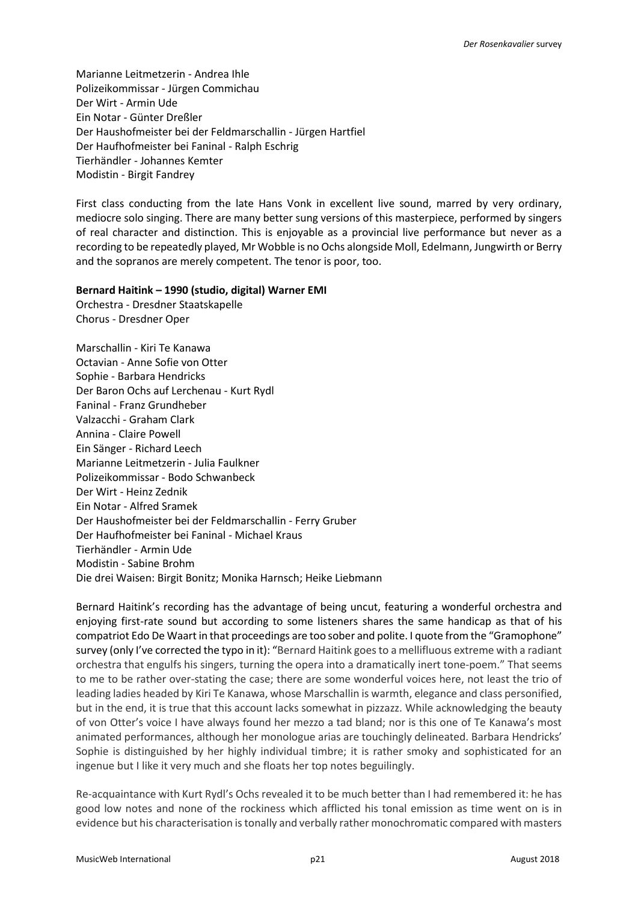Marianne Leitmetzerin - Andrea Ihle
Polizeikommissar - Jürgen Commichau
Der Wirt - Armin Ude
Ein Notar - Günter Dreßler
Der Haushofmeister bei der Feldmarschallin - Jürgen Hartfiel
Der Haufhofmeister bei Faninal - Ralph Eschrig
Tierhändler - Johannes Kemter
Modistin - Birgit Fandrey

First class conducting from the late Hans Vonk in excellent live sound, marred by very ordinary, mediocre solo singing. There are many better sung versions of this masterpiece, performed by singers of real character and distinction. This is enjoyable as a provincial live performance but never as a recording to be repeatedly played, Mr Wobble is no Ochs alongside Moll, Edelmann, Jungwirth or Berry and the sopranos are merely competent. The tenor is poor, too.

**Bernard Haitink – 1990 (studio, digital) Warner EMI**
Orchestra - Dresdner Staatskapelle
Chorus - Dresdner Oper

Marschallin - Kiri Te Kanawa
Octavian - Anne Sofie von Otter
Sophie - Barbara Hendricks
Der Baron Ochs auf Lerchenau - Kurt Rydl
Faninal - Franz Grundheber
Valzacchi - Graham Clark
Annina - Claire Powell
Ein Sänger - Richard Leech
Marianne Leitmetzerin - Julia Faulkner
Polizeikommissar - Bodo Schwanbeck
Der Wirt - Heinz Zednik
Ein Notar - Alfred Sramek
Der Haushofmeister bei der Feldmarschallin - Ferry Gruber
Der Haufhofmeister bei Faninal - Michael Kraus
Tierhändler - Armin Ude
Modistin - Sabine Brohm
Die drei Waisen: Birgit Bonitz; Monika Harnsch; Heike Liebmann

Bernard Haitink's recording has the advantage of being uncut, featuring a wonderful orchestra and enjoying first-rate sound but according to some listeners shares the same handicap as that of his compatriot Edo De Waart in that proceedings are too sober and polite. I quote from the "Gramophone" survey (only I've corrected the typo in it): "Bernard Haitink goes to a mellifluous extreme with a radiant orchestra that engulfs his singers, turning the opera into a dramatically inert tone-poem." That seems to me to be rather over-stating the case; there are some wonderful voices here, not least the trio of leading ladies headed by Kiri Te Kanawa, whose Marschallin is warmth, elegance and class personified, but in the end, it is true that this account lacks somewhat in pizzazz. While acknowledging the beauty of von Otter's voice I have always found her mezzo a tad bland; nor is this one of Te Kanawa's most animated performances, although her monologue arias are touchingly delineated. Barbara Hendricks' Sophie is distinguished by her highly individual timbre; it is rather smoky and sophisticated for an ingenue but I like it very much and she floats her top notes beguilingly.

Re-acquaintance with Kurt Rydl's Ochs revealed it to be much better than I had remembered it: he has good low notes and none of the rockiness which afflicted his tonal emission as time went on is in evidence but his characterisation is tonally and verbally rather monochromatic compared with masters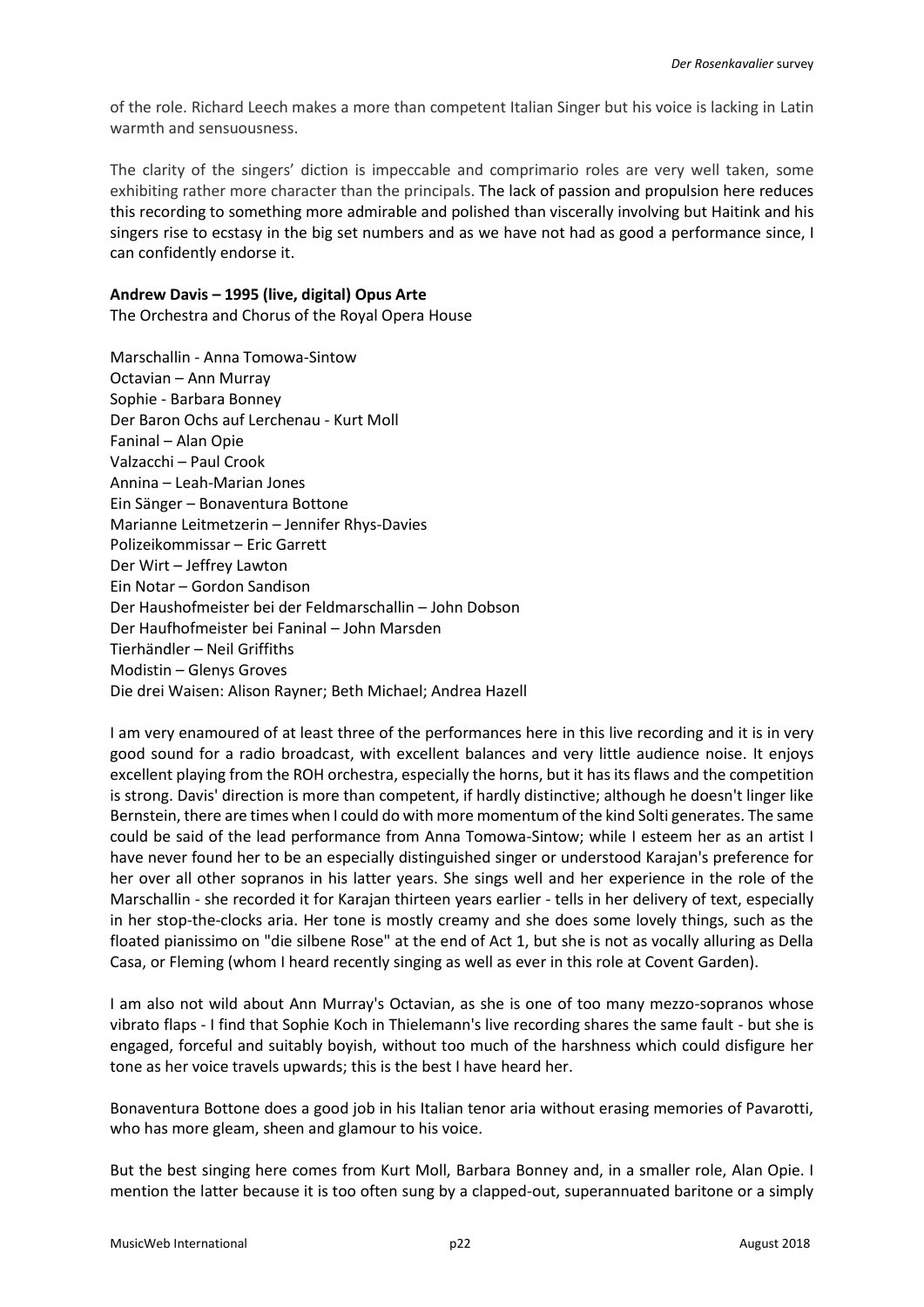of the role. Richard Leech makes a more than competent Italian Singer but his voice is lacking in Latin warmth and sensuousness.

The clarity of the singers' diction is impeccable and comprimario roles are very well taken, some exhibiting rather more character than the principals. The lack of passion and propulsion here reduces this recording to something more admirable and polished than viscerally involving but Haitink and his singers rise to ecstasy in the big set numbers and as we have not had as good a performance since, I can confidently endorse it.

**Andrew Davis – 1995 (live, digital) Opus Arte**
The Orchestra and Chorus of the Royal Opera House

Marschallin - Anna Tomowa-Sintow
Octavian – Ann Murray
Sophie - Barbara Bonney
Der Baron Ochs auf Lerchenau - Kurt Moll
Faninal – Alan Opie
Valzacchi – Paul Crook
Annina – Leah-Marian Jones
Ein Sänger – Bonaventura Bottone
Marianne Leitmetzerin – Jennifer Rhys-Davies
Polizeikommissar – Eric Garrett
Der Wirt – Jeffrey Lawton
Ein Notar – Gordon Sandison
Der Haushofmeister bei der Feldmarschallin – John Dobson
Der Haufhofmeister bei Faninal – John Marsden
Tierhändler – Neil Griffiths
Modistin – Glenys Groves
Die drei Waisen: Alison Rayner; Beth Michael; Andrea Hazell

I am very enamoured of at least three of the performances here in this live recording and it is in very good sound for a radio broadcast, with excellent balances and very little audience noise. It enjoys excellent playing from the ROH orchestra, especially the horns, but it has its flaws and the competition is strong. Davis' direction is more than competent, if hardly distinctive; although he doesn't linger like Bernstein, there are times when I could do with more momentum of the kind Solti generates. The same could be said of the lead performance from Anna Tomowa-Sintow; while I esteem her as an artist I have never found her to be an especially distinguished singer or understood Karajan's preference for her over all other sopranos in his latter years. She sings well and her experience in the role of the Marschallin - she recorded it for Karajan thirteen years earlier - tells in her delivery of text, especially in her stop-the-clocks aria. Her tone is mostly creamy and she does some lovely things, such as the floated pianissimo on "die silbene Rose" at the end of Act 1, but she is not as vocally alluring as Della Casa, or Fleming (whom I heard recently singing as well as ever in this role at Covent Garden).

I am also not wild about Ann Murray's Octavian, as she is one of too many mezzo-sopranos whose vibrato flaps - I find that Sophie Koch in Thielemann's live recording shares the same fault - but she is engaged, forceful and suitably boyish, without too much of the harshness which could disfigure her tone as her voice travels upwards; this is the best I have heard her.

Bonaventura Bottone does a good job in his Italian tenor aria without erasing memories of Pavarotti, who has more gleam, sheen and glamour to his voice.

But the best singing here comes from Kurt Moll, Barbara Bonney and, in a smaller role, Alan Opie. I mention the latter because it is too often sung by a clapped-out, superannuated baritone or a simply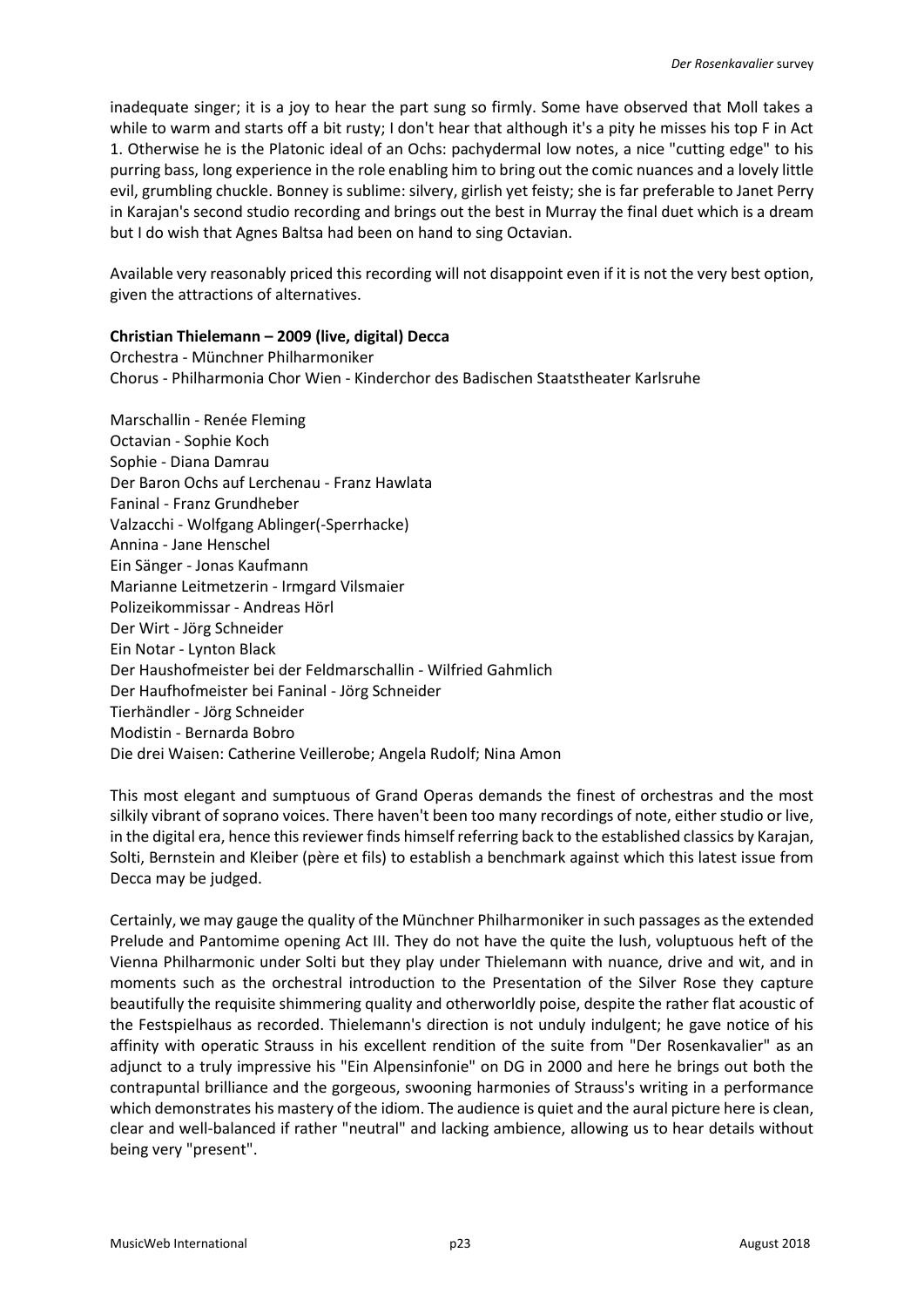inadequate singer; it is a joy to hear the part sung so firmly. Some have observed that Moll takes a while to warm and starts off a bit rusty; I don't hear that although it's a pity he misses his top F in Act 1. Otherwise he is the Platonic ideal of an Ochs: pachydermal low notes, a nice "cutting edge" to his purring bass, long experience in the role enabling him to bring out the comic nuances and a lovely little evil, grumbling chuckle. Bonney is sublime: silvery, girlish yet feisty; she is far preferable to Janet Perry in Karajan's second studio recording and brings out the best in Murray the final duet which is a dream but I do wish that Agnes Baltsa had been on hand to sing Octavian.

Available very reasonably priced this recording will not disappoint even if it is not the very best option, given the attractions of alternatives.

**Christian Thielemann – 2009 (live, digital) Decca**

Orchestra - Münchner Philharmoniker
Chorus - Philharmonia Chor Wien - Kinderchor des Badischen Staatstheater Karlsruhe

Marschallin - Renée Fleming
Octavian - Sophie Koch
Sophie - Diana Damrau
Der Baron Ochs auf Lerchenau - Franz Hawlata
Faninal - Franz Grundheber
Valzacchi - Wolfgang Ablinger(-Sperrhacke)
Annina - Jane Henschel
Ein Sänger - Jonas Kaufmann
Marianne Leitmetzerin - Irmgard Vilsmaier
Polizeikommissar - Andreas Hörl
Der Wirt - Jörg Schneider
Ein Notar - Lynton Black
Der Haushofmeister bei der Feldmarschallin - Wilfried Gahmlich
Der Haufhofmeister bei Faninal - Jörg Schneider
Tierhändler - Jörg Schneider
Modistin - Bernarda Bobro
Die drei Waisen: Catherine Veillerobe; Angela Rudolf; Nina Amon

This most elegant and sumptuous of Grand Operas demands the finest of orchestras and the most silkily vibrant of soprano voices. There haven't been too many recordings of note, either studio or live, in the digital era, hence this reviewer finds himself referring back to the established classics by Karajan, Solti, Bernstein and Kleiber (père et fils) to establish a benchmark against which this latest issue from Decca may be judged.

Certainly, we may gauge the quality of the Münchner Philharmoniker in such passages as the extended Prelude and Pantomime opening Act III. They do not have the quite the lush, voluptuous heft of the Vienna Philharmonic under Solti but they play under Thielemann with nuance, drive and wit, and in moments such as the orchestral introduction to the Presentation of the Silver Rose they capture beautifully the requisite shimmering quality and otherworldly poise, despite the rather flat acoustic of the Festspielhaus as recorded. Thielemann's direction is not unduly indulgent; he gave notice of his affinity with operatic Strauss in his excellent rendition of the suite from "Der Rosenkavalier" as an adjunct to a truly impressive his "Ein Alpensinfonie" on DG in 2000 and here he brings out both the contrapuntal brilliance and the gorgeous, swooning harmonies of Strauss's writing in a performance which demonstrates his mastery of the idiom. The audience is quiet and the aural picture here is clean, clear and well-balanced if rather "neutral" and lacking ambience, allowing us to hear details without being very "present".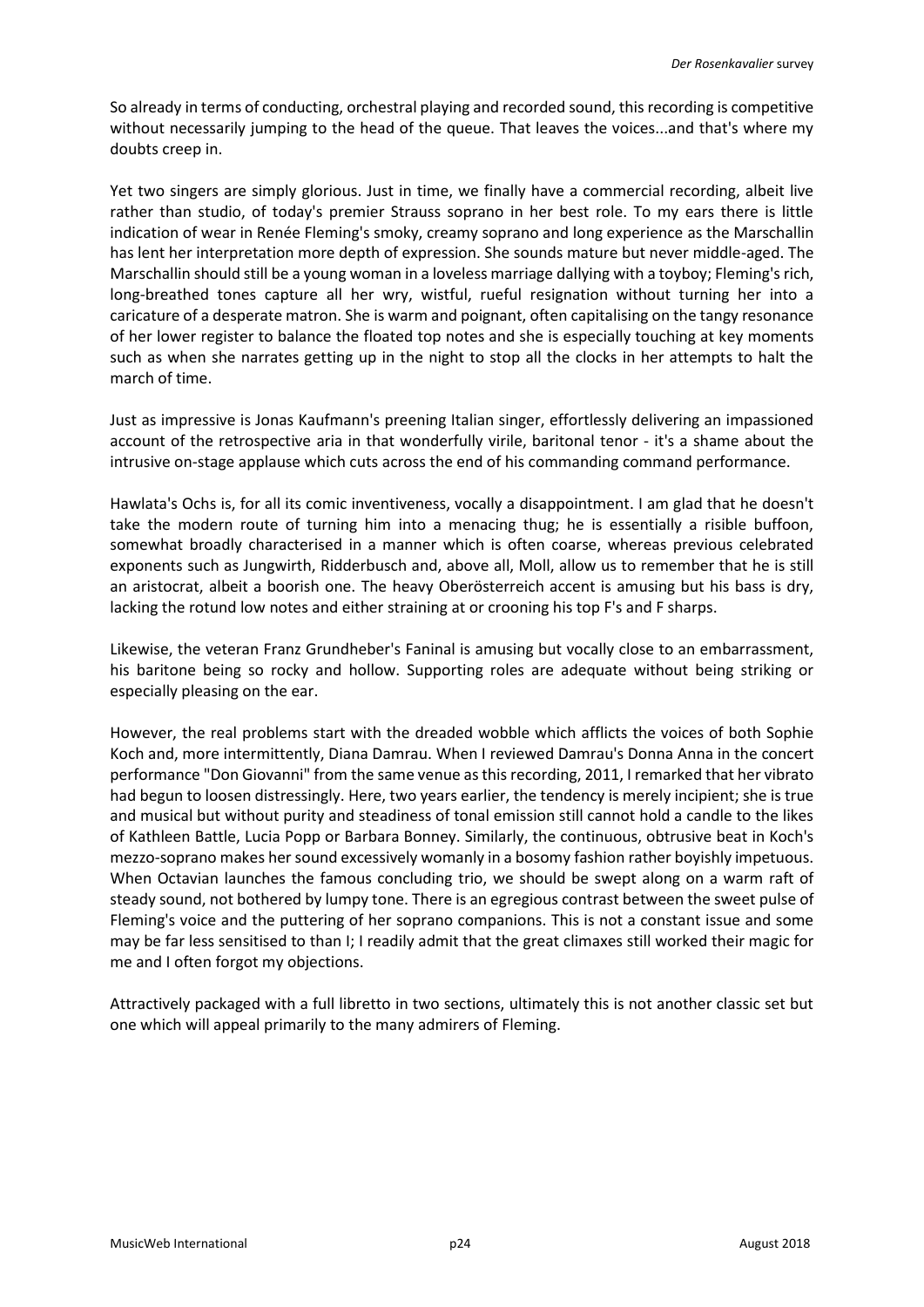So already in terms of conducting, orchestral playing and recorded sound, this recording is competitive without necessarily jumping to the head of the queue. That leaves the voices...and that's where my doubts creep in.

Yet two singers are simply glorious. Just in time, we finally have a commercial recording, albeit live rather than studio, of today's premier Strauss soprano in her best role. To my ears there is little indication of wear in Renée Fleming's smoky, creamy soprano and long experience as the Marschallin has lent her interpretation more depth of expression. She sounds mature but never middle-aged. The Marschallin should still be a young woman in a loveless marriage dallying with a toyboy; Fleming's rich, long-breathed tones capture all her wry, wistful, rueful resignation without turning her into a caricature of a desperate matron. She is warm and poignant, often capitalising on the tangy resonance of her lower register to balance the floated top notes and she is especially touching at key moments such as when she narrates getting up in the night to stop all the clocks in her attempts to halt the march of time.

Just as impressive is Jonas Kaufmann's preening Italian singer, effortlessly delivering an impassioned account of the retrospective aria in that wonderfully virile, baritonal tenor - it's a shame about the intrusive on-stage applause which cuts across the end of his commanding command performance.

Hawlata's Ochs is, for all its comic inventiveness, vocally a disappointment. I am glad that he doesn't take the modern route of turning him into a menacing thug; he is essentially a risible buffoon, somewhat broadly characterised in a manner which is often coarse, whereas previous celebrated exponents such as Jungwirth, Ridderbusch and, above all, Moll, allow us to remember that he is still an aristocrat, albeit a boorish one. The heavy Oberösterreich accent is amusing but his bass is dry, lacking the rotund low notes and either straining at or crooning his top F's and F sharps.

Likewise, the veteran Franz Grundheber's Faninal is amusing but vocally close to an embarrassment, his baritone being so rocky and hollow. Supporting roles are adequate without being striking or especially pleasing on the ear.

However, the real problems start with the dreaded wobble which afflicts the voices of both Sophie Koch and, more intermittently, Diana Damrau. When I reviewed Damrau's Donna Anna in the concert performance "Don Giovanni" from the same venue as this recording, 2011, I remarked that her vibrato had begun to loosen distressingly. Here, two years earlier, the tendency is merely incipient; she is true and musical but without purity and steadiness of tonal emission still cannot hold a candle to the likes of Kathleen Battle, Lucia Popp or Barbara Bonney. Similarly, the continuous, obtrusive beat in Koch's mezzo-soprano makes her sound excessively womanly in a bosomy fashion rather boyishly impetuous. When Octavian launches the famous concluding trio, we should be swept along on a warm raft of steady sound, not bothered by lumpy tone. There is an egregious contrast between the sweet pulse of Fleming's voice and the puttering of her soprano companions. This is not a constant issue and some may be far less sensitised to than I; I readily admit that the great climaxes still worked their magic for me and I often forgot my objections.

Attractively packaged with a full libretto in two sections, ultimately this is not another classic set but one which will appeal primarily to the many admirers of Fleming.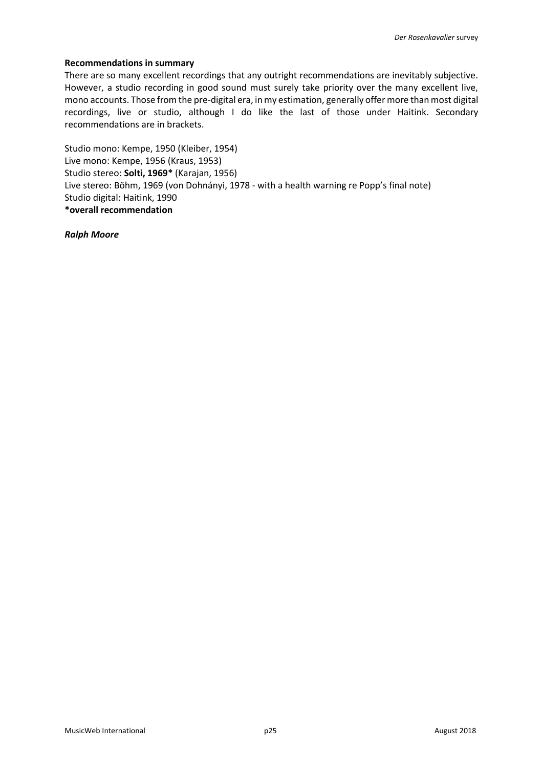**Recommendations in summary**

There are so many excellent recordings that any outright recommendations are inevitably subjective. However, a studio recording in good sound must surely take priority over the many excellent live, mono accounts. Those from the pre-digital era, in my estimation, generally offer more than most digital recordings, live or studio, although I do like the last of those under Haitink. Secondary recommendations are in brackets.

Studio mono: Kempe, 1950 (Kleiber, 1954)
Live mono: Kempe, 1956 (Kraus, 1953)
Studio stereo: **Solti, 1969*** (Karajan, 1956)
Live stereo: Böhm, 1969 (von Dohnányi, 1978 - with a health warning re Popp's final note)
Studio digital: Haitink, 1990
***overall recommendation**

***Ralph Moore***